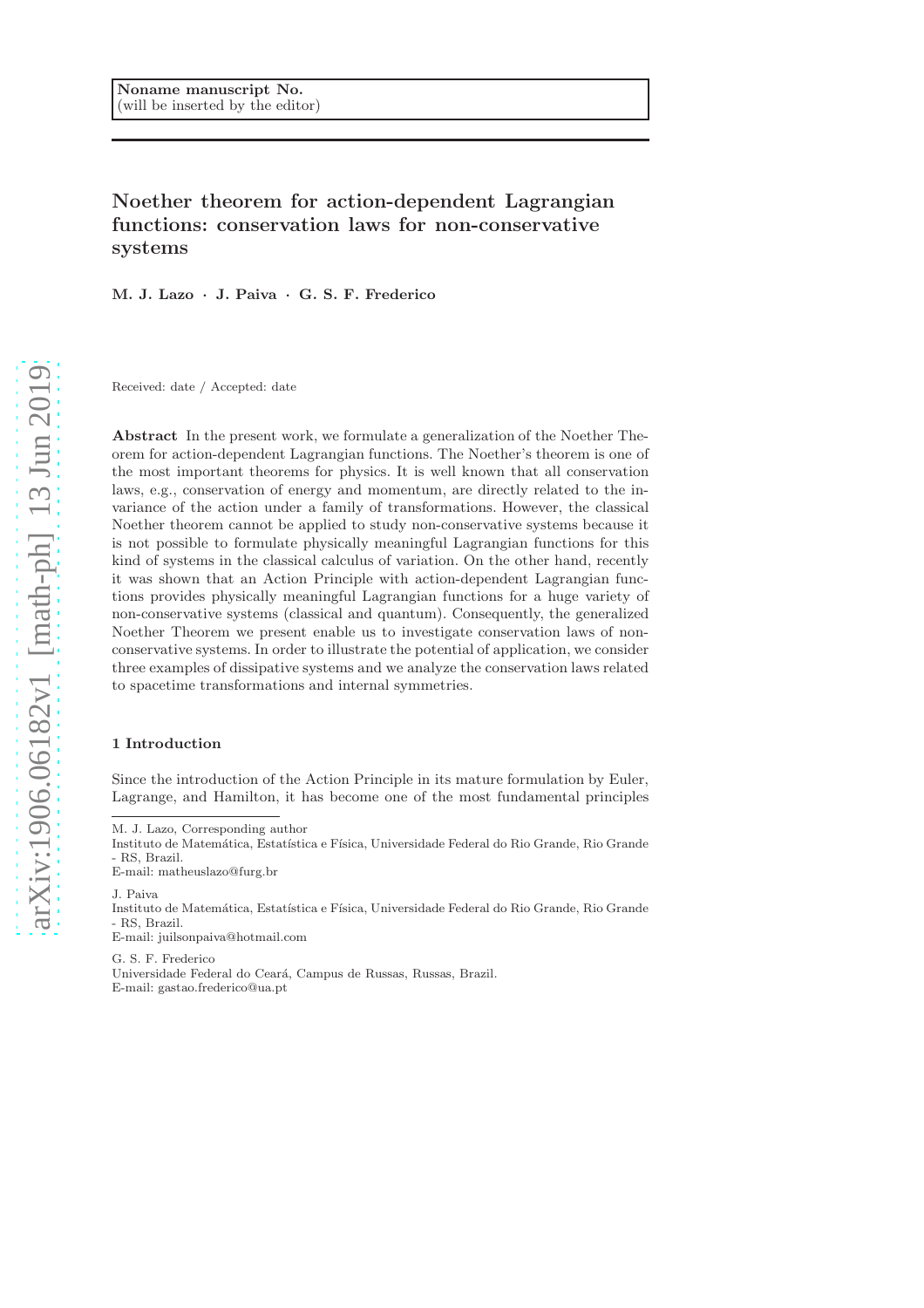Noname manuscript No.
(will be inserted by the editor)

# Noether theorem for action-dependent Lagrangian functions: conservation laws for non-conservative systems

**M. J. Lazo · J. Paiva · G. S. F. Frederico**

Received: date / Accepted: date

**Abstract** In the present work, we formulate a generalization of the Noether Theorem for action-dependent Lagrangian functions. The Noether's theorem is one of the most important theorems for physics. It is well known that all conservation laws, e.g., conservation of energy and momentum, are directly related to the invariance of the action under a family of transformations. However, the classical Noether theorem cannot be applied to study non-conservative systems because it is not possible to formulate physically meaningful Lagrangian functions for this kind of systems in the classical calculus of variation. On the other hand, recently it was shown that an Action Principle with action-dependent Lagrangian functions provides physically meaningful Lagrangian functions for a huge variety of non-conservative systems (classical and quantum). Consequently, the generalized Noether Theorem we present enable us to investigate conservation laws of non-conservative systems. In order to illustrate the potential of application, we consider three examples of dissipative systems and we analyze the conservation laws related to spacetime transformations and internal symmetries.

## 1 Introduction

Since the introduction of the Action Principle in its mature formulation by Euler, Lagrange, and Hamilton, it has become one of the most fundamental principles

---

M. J. Lazo, Corresponding author
Instituto de Matemática, Estatística e Física, Universidade Federal do Rio Grande, Rio Grande - RS, Brazil.
E-mail: matheuslazo@furg.br

J. Paiva
Instituto de Matemática, Estatística e Física, Universidade Federal do Rio Grande, Rio Grande - RS, Brazil.
E-mail: juilsonpaiva@hotmail.com

G. S. F. Frederico
Universidade Federal do Ceará, Campus de Russas, Russas, Brazil.
E-mail: gastao.frederico@ua.pt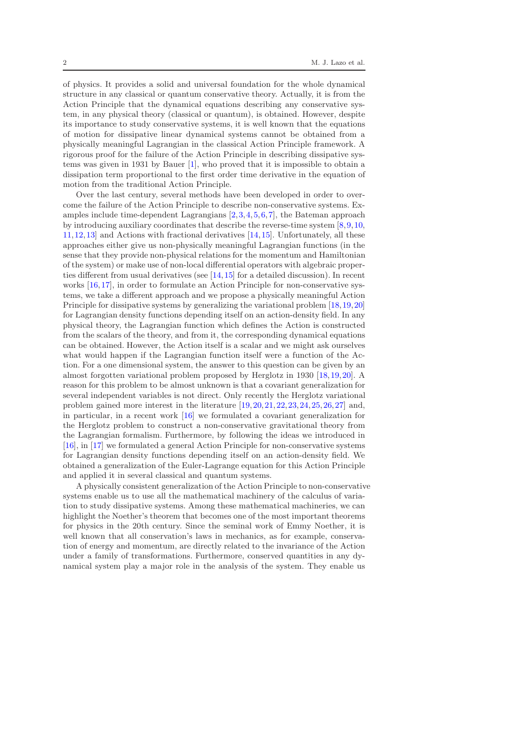of physics. It provides a solid and universal foundation for the whole dynamical structure in any classical or quantum conservative theory. Actually, it is from the Action Principle that the dynamical equations describing any conservative system, in any physical theory (classical or quantum), is obtained. However, despite its importance to study conservative systems, it is well known that the equations of motion for dissipative linear dynamical systems cannot be obtained from a physically meaningful Lagrangian in the classical Action Principle framework. A rigorous proof for the failure of the Action Principle in describing dissipative systems was given in 1931 by Bauer [1], who proved that it is impossible to obtain a dissipation term proportional to the first order time derivative in the equation of motion from the traditional Action Principle.

Over the last century, several methods have been developed in order to overcome the failure of the Action Principle to describe non-conservative systems. Examples include time-dependent Lagrangians [2,3,4,5,6,7], the Bateman approach by introducing auxiliary coordinates that describe the reverse-time system [8,9,10,11,12,13] and Actions with fractional derivatives [14,15]. Unfortunately, all these approaches either give us non-physically meaningful Lagrangian functions (in the sense that they provide non-physical relations for the momentum and Hamiltonian of the system) or make use of non-local differential operators with algebraic properties different from usual derivatives (see [14,15] for a detailed discussion). In recent works [16,17], in order to formulate an Action Principle for non-conservative systems, we take a different approach and we propose a physically meaningful Action Principle for dissipative systems by generalizing the variational problem [18,19,20] for Lagrangian density functions depending itself on an action-density field. In any physical theory, the Lagrangian function which defines the Action is constructed from the scalars of the theory, and from it, the corresponding dynamical equations can be obtained. However, the Action itself is a scalar and we might ask ourselves what would happen if the Lagrangian function itself were a function of the Action. For a one dimensional system, the answer to this question can be given by an almost forgotten variational problem proposed by Herglotz in 1930 [18,19,20]. A reason for this problem to be almost unknown is that a covariant generalization for several independent variables is not direct. Only recently the Herglotz variational problem gained more interest in the literature [19,20,21,22,23,24,25,26,27] and, in particular, in a recent work [16] we formulated a covariant generalization for the Herglotz problem to construct a non-conservative gravitational theory from the Lagrangian formalism. Furthermore, by following the ideas we introduced in [16], in [17] we formulated a general Action Principle for non-conservative systems for Lagrangian density functions depending itself on an action-density field. We obtained a generalization of the Euler-Lagrange equation for this Action Principle and applied it in several classical and quantum systems.

A physically consistent generalization of the Action Principle to non-conservative systems enable us to use all the mathematical machinery of the calculus of variation to study dissipative systems. Among these mathematical machineries, we can highlight the Noether's theorem that becomes one of the most important theorems for physics in the 20th century. Since the seminal work of Emmy Noether, it is well known that all conservation's laws in mechanics, as for example, conservation of energy and momentum, are directly related to the invariance of the Action under a family of transformations. Furthermore, conserved quantities in any dynamical system play a major role in the analysis of the system. They enable us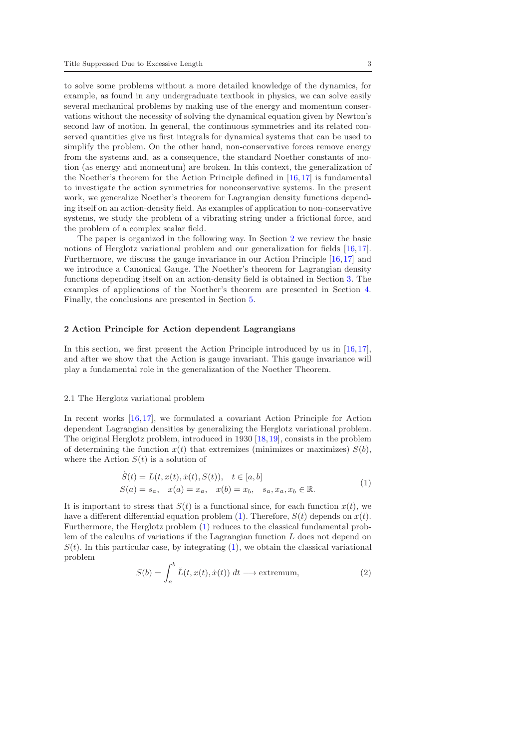to solve some problems without a more detailed knowledge of the dynamics, for example, as found in any undergraduate textbook in physics, we can solve easily several mechanical problems by making use of the energy and momentum conservations without the necessity of solving the dynamical equation given by Newton's second law of motion. In general, the continuous symmetries and its related conserved quantities give us first integrals for dynamical systems that can be used to simplify the problem. On the other hand, non-conservative forces remove energy from the systems and, as a consequence, the standard Noether constants of motion (as energy and momentum) are broken. In this context, the generalization of the Noether's theorem for the Action Principle defined in [16,17] is fundamental to investigate the action symmetries for nonconservative systems. In the present work, we generalize Noether's theorem for Lagrangian density functions depending itself on an action-density field. As examples of application to non-conservative systems, we study the problem of a vibrating string under a frictional force, and the problem of a complex scalar field.

The paper is organized in the following way. In Section 2 we review the basic notions of Herglotz variational problem and our generalization for fields [16,17]. Furthermore, we discuss the gauge invariance in our Action Principle [16,17] and we introduce a Canonical Gauge. The Noether's theorem for Lagrangian density functions depending itself on an action-density field is obtained in Section 3. The examples of applications of the Noether's theorem are presented in Section 4. Finally, the conclusions are presented in Section 5.

## 2 Action Principle for Action dependent Lagrangians

In this section, we first present the Action Principle introduced by us in [16,17], and after we show that the Action is gauge invariant. This gauge invariance will play a fundamental role in the generalization of the Noether Theorem.

### 2.1 The Herglotz variational problem

In recent works [16,17], we formulated a covariant Action Principle for Action dependent Lagrangian densities by generalizing the Herglotz variational problem. The original Herglotz problem, introduced in 1930 [18,19], consists in the problem of determining the function $x(t)$ that extremizes (minimizes or maximizes) $S(b)$, where the Action $S(t)$ is a solution of

$$
\begin{aligned}
&\dot{S}(t) = L(t, x(t), \dot{x}(t), S(t)), \quad t \in [a, b] \\
&S(a) = s_a, \quad x(a) = x_a, \quad x(b) = x_b, \quad s_a, x_a, x_b \in \mathbb{R}.
\end{aligned}
\tag{1}
$$

It is important to stress that $S(t)$ is a functional since, for each function $x(t)$, we have a different differential equation problem (1). Therefore, $S(t)$ depends on $x(t)$. Furthermore, the Herglotz problem (1) reduces to the classical fundamental problem of the calculus of variations if the Lagrangian function $L$ does not depend on $S(t)$. In this particular case, by integrating (1), we obtain the classical variational problem

$$
S(b) = \int_a^b \tilde{L}(t, x(t), \dot{x}(t)) \, dt \longrightarrow \text{extremum}, \tag{2}
$$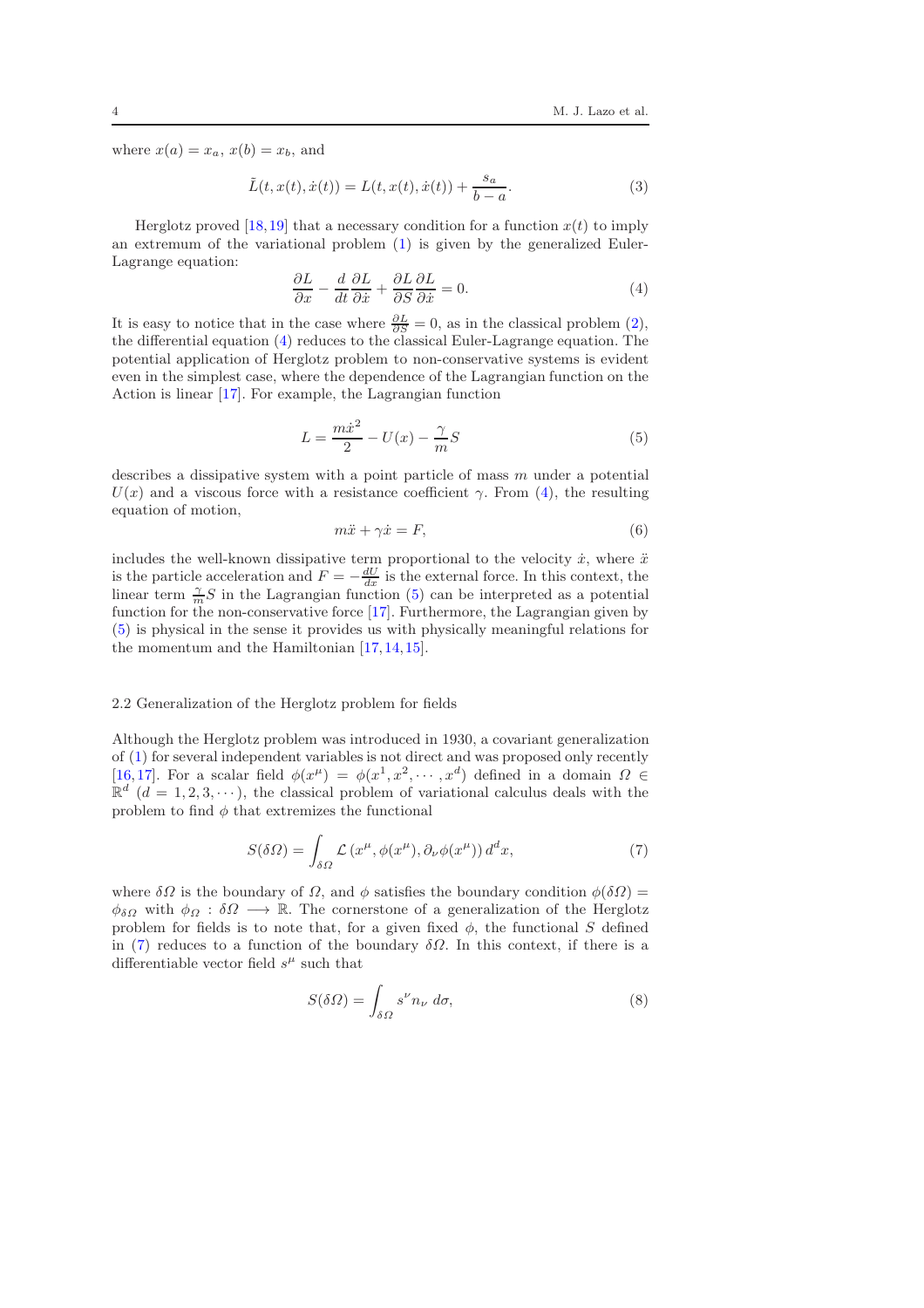where $x(a) = x_a$, $x(b) = x_b$, and

$$\tilde{L}(t, x(t), \dot{x}(t)) = L(t, x(t), \dot{x}(t)) + \frac{s_a}{b-a}. \tag{3}$$

Herglotz proved [18,19] that a necessary condition for a function $x(t)$ to imply an extremum of the variational problem (1) is given by the generalized Euler-Lagrange equation:

$$\frac{\partial L}{\partial x} - \frac{d}{dt}\frac{\partial L}{\partial \dot{x}} + \frac{\partial L}{\partial S}\frac{\partial L}{\partial \dot{x}} = 0. \tag{4}$$

It is easy to notice that in the case where $\frac{\partial L}{\partial S} = 0$, as in the classical problem (2), the differential equation (4) reduces to the classical Euler-Lagrange equation. The potential application of Herglotz problem to non-conservative systems is evident even in the simplest case, where the dependence of the Lagrangian function on the Action is linear [17]. For example, the Lagrangian function

$$L = \frac{m\dot{x}^2}{2} - U(x) - \frac{\gamma}{m}S \tag{5}$$

describes a dissipative system with a point particle of mass $m$ under a potential $U(x)$ and a viscous force with a resistance coefficient $\gamma$. From (4), the resulting equation of motion,

$$m\ddot{x} + \gamma\dot{x} = F, \tag{6}$$

includes the well-known dissipative term proportional to the velocity $\dot{x}$, where $\ddot{x}$ is the particle acceleration and $F = -\frac{dU}{dx}$ is the external force. In this context, the linear term $\frac{\gamma}{m}S$ in the Lagrangian function (5) can be interpreted as a potential function for the non-conservative force [17]. Furthermore, the Lagrangian given by (5) is physical in the sense it provides us with physically meaningful relations for the momentum and the Hamiltonian [17,14,15].

### 2.2 Generalization of the Herglotz problem for fields

Although the Herglotz problem was introduced in 1930, a covariant generalization of (1) for several independent variables is not direct and was proposed only recently [16,17]. For a scalar field $\phi(x^\mu) = \phi(x^1, x^2, \cdots, x^d)$ defined in a domain $\Omega \in \mathbb{R}^d$ $(d = 1, 2, 3, \cdots)$, the classical problem of variational calculus deals with the problem to find $\phi$ that extremizes the functional

$$S(\delta\Omega) = \int_{\delta\Omega} \mathcal{L}\left(x^\mu, \phi(x^\mu), \partial_\nu \phi(x^\mu)\right) d^d x, \tag{7}$$

where $\delta\Omega$ is the boundary of $\Omega$, and $\phi$ satisfies the boundary condition $\phi(\delta\Omega) = \phi_{\delta\Omega}$ with $\phi_\Omega : \delta\Omega \longrightarrow \mathbb{R}$. The cornerstone of a generalization of the Herglotz problem for fields is to note that, for a given fixed $\phi$, the functional $S$ defined in (7) reduces to a function of the boundary $\delta\Omega$. In this context, if there is a differentiable vector field $s^\mu$ such that

$$S(\delta\Omega) = \int_{\delta\Omega} s^\nu n_\nu \, d\sigma, \tag{8}$$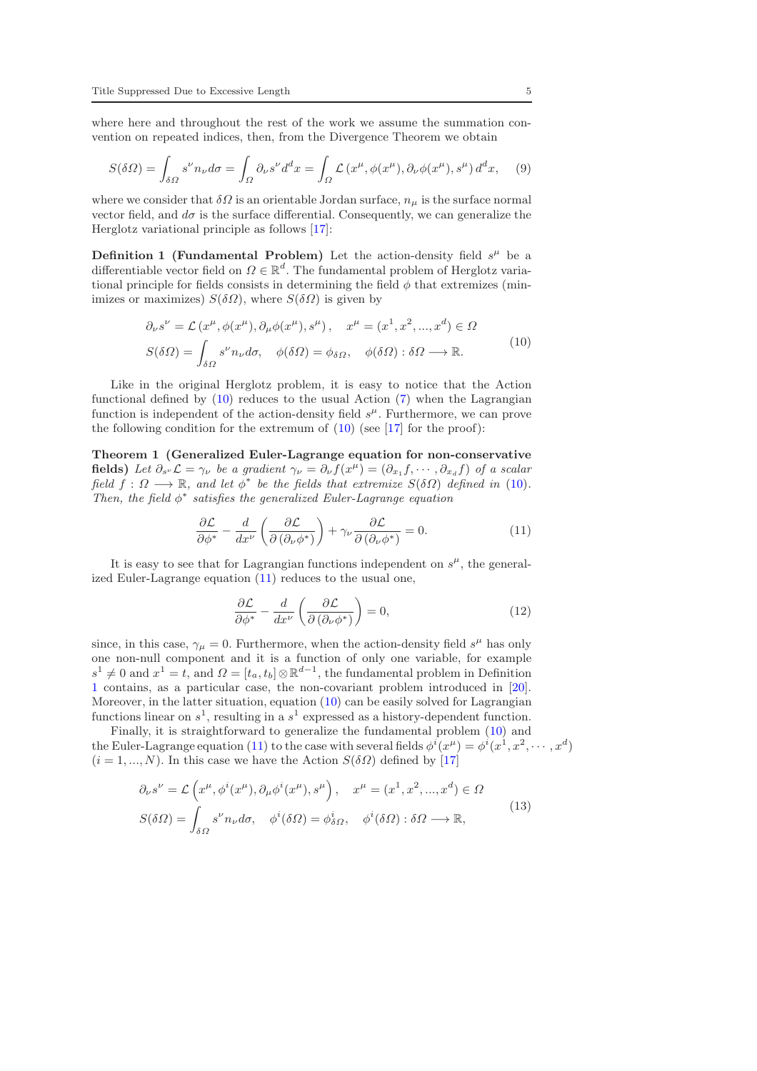where here and throughout the rest of the work we assume the summation convention on repeated indices, then, from the Divergence Theorem we obtain

$$S(\delta\Omega) = \int_{\delta\Omega} s^{\nu} n_{\nu} d\sigma = \int_{\Omega} \partial_{\nu} s^{\nu} d^d x = \int_{\Omega} \mathcal{L}\left(x^{\mu}, \phi(x^{\mu}), \partial_{\nu}\phi(x^{\mu}), s^{\mu}\right) d^d x, \tag{9}$$

where we consider that $\delta\Omega$ is an orientable Jordan surface, $n_{\mu}$ is the surface normal vector field, and $d\sigma$ is the surface differential. Consequently, we can generalize the Herglotz variational principle as follows [17]:

**Definition 1 (Fundamental Problem)** Let the action-density field $s^{\mu}$ be a differentiable vector field on $\Omega \in \mathbb{R}^d$. The fundamental problem of Herglotz variational principle for fields consists in determining the field $\phi$ that extremizes (minimizes or maximizes) $S(\delta\Omega)$, where $S(\delta\Omega)$ is given by

$$\begin{aligned} &\partial_{\nu} s^{\nu} = \mathcal{L}\left(x^{\mu}, \phi(x^{\mu}), \partial_{\mu}\phi(x^{\mu}), s^{\mu}\right), \quad x^{\mu} = (x^1, x^2, ..., x^d) \in \Omega \\ &S(\delta\Omega) = \int_{\delta\Omega} s^{\nu} n_{\nu} d\sigma, \quad \phi(\delta\Omega) = \phi_{\delta\Omega}, \quad \phi(\delta\Omega) : \delta\Omega \longrightarrow \mathbb{R}. \end{aligned} \tag{10}$$

Like in the original Herglotz problem, it is easy to notice that the Action functional defined by (10) reduces to the usual Action (7) when the Lagrangian function is independent of the action-density field $s^{\mu}$. Furthermore, we can prove the following condition for the extremum of (10) (see [17] for the proof):

**Theorem 1 (Generalized Euler-Lagrange equation for non-conservative fields)** *Let $\partial_{s^{\nu}}\mathcal{L} = \gamma_{\nu}$ be a gradient $\gamma_{\nu} = \partial_{\nu} f(x^{\mu}) = (\partial_{x_1} f, \cdots, \partial_{x_d} f)$ of a scalar field $f : \Omega \longrightarrow \mathbb{R}$, and let $\phi^*$ be the fields that extremize $S(\delta\Omega)$ defined in (10). Then, the field $\phi^*$ satisfies the generalized Euler-Lagrange equation*

$$\frac{\partial \mathcal{L}}{\partial \phi^*} - \frac{d}{dx^{\nu}}\left(\frac{\partial \mathcal{L}}{\partial\left(\partial_{\nu}\phi^*\right)}\right) + \gamma_{\nu}\frac{\partial \mathcal{L}}{\partial\left(\partial_{\nu}\phi^*\right)} = 0. \tag{11}$$

It is easy to see that for Lagrangian functions independent on $s^{\mu}$, the generalized Euler-Lagrange equation (11) reduces to the usual one,

$$\frac{\partial \mathcal{L}}{\partial \phi^*} - \frac{d}{dx^{\nu}}\left(\frac{\partial \mathcal{L}}{\partial\left(\partial_{\nu}\phi^*\right)}\right) = 0, \tag{12}$$

since, in this case, $\gamma_{\mu} = 0$. Furthermore, when the action-density field $s^{\mu}$ has only one non-null component and it is a function of only one variable, for example $s^1 \neq 0$ and $x^1 = t$, and $\Omega = [t_a, t_b] \otimes \mathbb{R}^{d-1}$, the fundamental problem in Definition 1 contains, as a particular case, the non-covariant problem introduced in [20]. Moreover, in the latter situation, equation (10) can be easily solved for Lagrangian functions linear on $s^1$, resulting in a $s^1$ expressed as a history-dependent function.

Finally, it is straightforward to generalize the fundamental problem (10) and the Euler-Lagrange equation (11) to the case with several fields $\phi^i(x^{\mu}) = \phi^i(x^1, x^2, \cdots, x^d)$ $(i = 1, ..., N)$. In this case we have the Action $S(\delta\Omega)$ defined by [17]

$$\begin{aligned} &\partial_{\nu} s^{\nu} = \mathcal{L}\left(x^{\mu}, \phi^i(x^{\mu}), \partial_{\mu}\phi^i(x^{\mu}), s^{\mu}\right), \quad x^{\mu} = (x^1, x^2, ..., x^d) \in \Omega \\ &S(\delta\Omega) = \int_{\delta\Omega} s^{\nu} n_{\nu} d\sigma, \quad \phi^i(\delta\Omega) = \phi^i_{\delta\Omega}, \quad \phi^i(\delta\Omega) : \delta\Omega \longrightarrow \mathbb{R}, \end{aligned} \tag{13}$$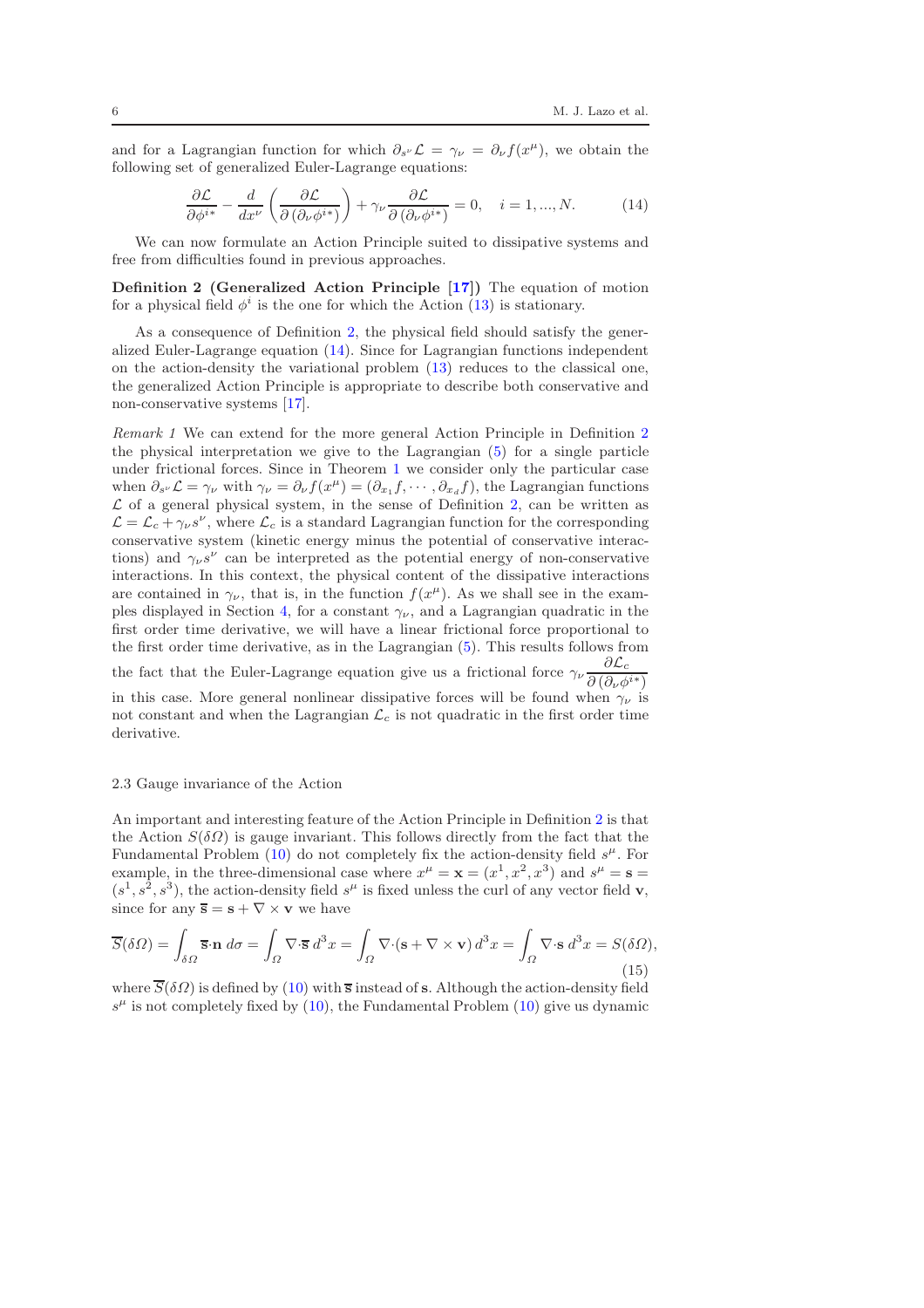and for a Lagrangian function for which $\partial_{s^\nu}\mathcal{L} = \gamma_\nu = \partial_\nu f(x^\mu)$, we obtain the following set of generalized Euler-Lagrange equations:

$$\frac{\partial \mathcal{L}}{\partial \phi^{i*}} - \frac{d}{dx^\nu}\left(\frac{\partial \mathcal{L}}{\partial\left(\partial_\nu \phi^{i*}\right)}\right) + \gamma_\nu \frac{\partial \mathcal{L}}{\partial\left(\partial_\nu \phi^{i*}\right)} = 0, \quad i = 1, ..., N. \tag{14}$$

We can now formulate an Action Principle suited to dissipative systems and free from difficulties found in previous approaches.

**Definition 2 (Generalized Action Principle [17])** The equation of motion for a physical field $\phi^i$ is the one for which the Action (13) is stationary.

As a consequence of Definition 2, the physical field should satisfy the generalized Euler-Lagrange equation (14). Since for Lagrangian functions independent on the action-density the variational problem (13) reduces to the classical one, the generalized Action Principle is appropriate to describe both conservative and non-conservative systems [17].

*Remark 1* We can extend for the more general Action Principle in Definition 2 the physical interpretation we give to the Lagrangian (5) for a single particle under frictional forces. Since in Theorem 1 we consider only the particular case when $\partial_{s^\nu}\mathcal{L} = \gamma_\nu$ with $\gamma_\nu = \partial_\nu f(x^\mu) = (\partial_{x_1} f, \cdots, \partial_{x_d} f)$, the Lagrangian functions $\mathcal{L}$ of a general physical system, in the sense of Definition 2, can be written as $\mathcal{L} = \mathcal{L}_c + \gamma_\nu s^\nu$, where $\mathcal{L}_c$ is a standard Lagrangian function for the corresponding conservative system (kinetic energy minus the potential of conservative interactions) and $\gamma_\nu s^\nu$ can be interpreted as the potential energy of non-conservative interactions. In this context, the physical content of the dissipative interactions are contained in $\gamma_\nu$, that is, in the function $f(x^\mu)$. As we shall see in the examples displayed in Section 4, for a constant $\gamma_\nu$, and a Lagrangian quadratic in the first order time derivative, we will have a linear frictional force proportional to the first order time derivative, as in the Lagrangian (5). This results follows from the fact that the Euler-Lagrange equation give us a frictional force $\gamma_\nu \dfrac{\partial \mathcal{L}_c}{\partial\left(\partial_\nu \phi^{i*}\right)}$ in this case. More general nonlinear dissipative forces will be found when $\gamma_\nu$ is not constant and when the Lagrangian $\mathcal{L}_c$ is not quadratic in the first order time derivative.

### 2.3 Gauge invariance of the Action

An important and interesting feature of the Action Principle in Definition 2 is that the Action $S(\delta\Omega)$ is gauge invariant. This follows directly from the fact that the Fundamental Problem (10) do not completely fix the action-density field $s^\mu$. For example, in the three-dimensional case where $x^\mu = \mathbf{x} = (x^1, x^2, x^3)$ and $s^\mu = \mathbf{s} = (s^1, s^2, s^3)$, the action-density field $s^\mu$ is fixed unless the curl of any vector field $\mathbf{v}$, since for any $\overline{\mathbf{s}} = \mathbf{s} + \nabla \times \mathbf{v}$ we have

$$\overline{S}(\delta\Omega) = \int_{\delta\Omega} \overline{\mathbf{s}}\cdot\mathbf{n}\, d\sigma = \int_{\Omega} \nabla\cdot\overline{\mathbf{s}}\, d^3x = \int_{\Omega} \nabla\cdot(\mathbf{s} + \nabla\times\mathbf{v})\, d^3x = \int_{\Omega} \nabla\cdot\mathbf{s}\, d^3x = S(\delta\Omega), \tag{15}$$

where $\overline{S}(\delta\Omega)$ is defined by (10) with $\overline{\mathbf{s}}$ instead of $\mathbf{s}$. Although the action-density field $s^\mu$ is not completely fixed by (10), the Fundamental Problem (10) give us dynamic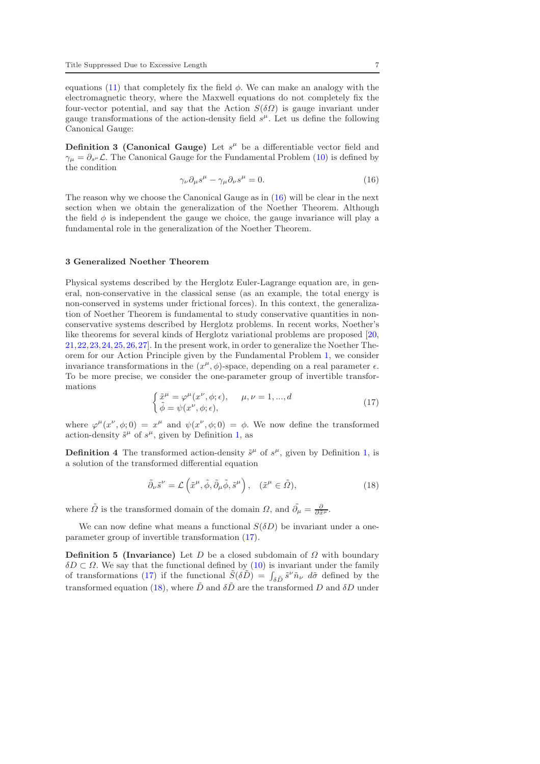equations (11) that completely fix the field $\phi$. We can make an analogy with the electromagnetic theory, where the Maxwell equations do not completely fix the four-vector potential, and say that the Action $S(\delta\Omega)$ is gauge invariant under gauge transformations of the action-density field $s^\mu$. Let us define the following Canonical Gauge:

**Definition 3 (Canonical Gauge)** Let $s^\mu$ be a differentiable vector field and $\gamma_\mu = \partial_{s^\mu}\mathcal{L}$. The Canonical Gauge for the Fundamental Problem (10) is defined by the condition

$$\gamma_\nu \partial_\mu s^\mu - \gamma_\mu \partial_\nu s^\mu = 0. \tag{16}$$

The reason why we choose the Canonical Gauge as in (16) will be clear in the next section when we obtain the generalization of the Noether Theorem. Although the field $\phi$ is independent the gauge we choice, the gauge invariance will play a fundamental role in the generalization of the Noether Theorem.

## 3 Generalized Noether Theorem

Physical systems described by the Herglotz Euler-Lagrange equation are, in general, non-conservative in the classical sense (as an example, the total energy is non-conserved in systems under frictional forces). In this context, the generalization of Noether Theorem is fundamental to study conservative quantities in non-conservative systems described by Herglotz problems. In recent works, Noether's like theorems for several kinds of Herglotz variational problems are proposed [20, 21, 22, 23, 24, 25, 26, 27]. In the present work, in order to generalize the Noether Theorem for our Action Principle given by the Fundamental Problem 1, we consider invariance transformations in the $(x^\mu, \phi)$-space, depending on a real parameter $\epsilon$. To be more precise, we consider the one-parameter group of invertible transformations

$$\begin{cases} \tilde{x}^\mu = \varphi^\mu(x^\nu, \phi; \epsilon), & \mu, \nu = 1, ..., d \\ \tilde{\phi} = \psi(x^\nu, \phi; \epsilon), \end{cases} \tag{17}$$

where $\varphi^\mu(x^\nu, \phi; 0) = x^\mu$ and $\psi(x^\nu, \phi; 0) = \phi$. We now define the transformed action-density $\tilde{s}^\mu$ of $s^\mu$, given by Definition 1, as

**Definition 4** The transformed action-density $\tilde{s}^\mu$ of $s^\mu$, given by Definition 1, is a solution of the transformed differential equation

$$\tilde{\partial}_\nu \tilde{s}^\nu = \mathcal{L}\left(\tilde{x}^\mu, \tilde{\phi}, \tilde{\partial}_\mu \tilde{\phi}, \tilde{s}^\mu\right), \quad (\tilde{x}^\mu \in \tilde{\Omega}), \tag{18}$$

where $\tilde{\Omega}$ is the transformed domain of the domain $\Omega$, and $\tilde{\partial}_\mu = \frac{\partial}{\partial \tilde{x}^\mu}$.

We can now define what means a functional $S(\delta D)$ be invariant under a one-parameter group of invertible transformation (17).

**Definition 5 (Invariance)** Let $D$ be a closed subdomain of $\Omega$ with boundary $\delta D \subset \Omega$. We say that the functional defined by (10) is invariant under the family of transformations (17) if the functional $\tilde{S}(\delta\tilde{D}) = \int_{\delta\tilde{D}} \tilde{s}^\nu \tilde{n}_\nu \; d\tilde{\sigma}$ defined by the transformed equation (18), where $\tilde{D}$ and $\delta\tilde{D}$ are the transformed $D$ and $\delta D$ under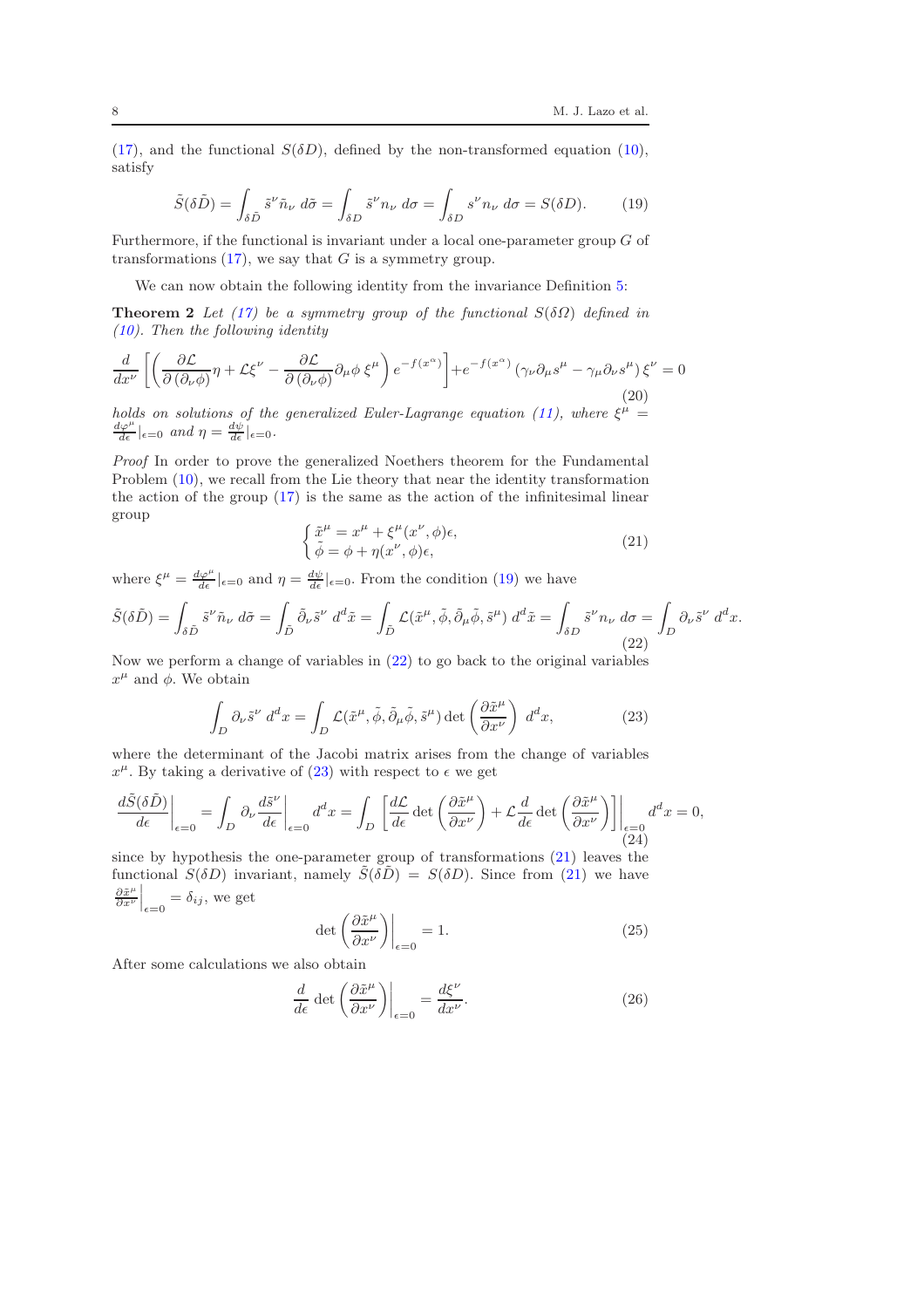(17), and the functional $S(\delta D)$, defined by the non-transformed equation (10), satisfy

$$\tilde{S}(\delta\tilde{D}) = \int_{\delta\tilde{D}} \tilde{s}^{\nu}\tilde{n}_{\nu}\, d\tilde{\sigma} = \int_{\delta D} \tilde{s}^{\nu} n_{\nu}\, d\sigma = \int_{\delta D} s^{\nu} n_{\nu}\, d\sigma = S(\delta D). \tag{19}$$

Furthermore, if the functional is invariant under a local one-parameter group $G$ of transformations (17), we say that $G$ is a symmetry group.

We can now obtain the following identity from the invariance Definition 5:

**Theorem 2** *Let (17) be a symmetry group of the functional $S(\delta\Omega)$ defined in (10). Then the following identity*

$$\frac{d}{dx^{\nu}}\left[\left(\frac{\partial \mathcal{L}}{\partial(\partial_{\nu}\phi)}\eta + \mathcal{L}\xi^{\nu} - \frac{\partial \mathcal{L}}{\partial(\partial_{\nu}\phi)}\partial_{\mu}\phi\,\xi^{\mu}\right)e^{-f(x^{\alpha})}\right] + e^{-f(x^{\alpha})}\left(\gamma_{\nu}\partial_{\mu}s^{\mu} - \gamma_{\mu}\partial_{\nu}s^{\mu}\right)\xi^{\nu} = 0 \tag{20}$$

*holds on solutions of the generalized Euler-Lagrange equation (11), where $\xi^{\mu} = \frac{d\varphi^{\mu}}{d\epsilon}|_{\epsilon=0}$ and $\eta = \frac{d\psi}{d\epsilon}|_{\epsilon=0}$.*

*Proof* In order to prove the generalized Noethers theorem for the Fundamental Problem (10), we recall from the Lie theory that near the identity transformation the action of the group (17) is the same as the action of the infinitesimal linear group

$$\begin{cases} \tilde{x}^{\mu} = x^{\mu} + \xi^{\mu}(x^{\nu},\phi)\epsilon, \\ \tilde{\phi} = \phi + \eta(x^{\nu},\phi)\epsilon, \end{cases} \tag{21}$$

where $\xi^{\mu} = \frac{d\varphi^{\mu}}{d\epsilon}|_{\epsilon=0}$ and $\eta = \frac{d\psi}{d\epsilon}|_{\epsilon=0}$. From the condition (19) we have

$$\tilde{S}(\delta\tilde{D}) = \int_{\delta\tilde{D}} \tilde{s}^{\nu}\tilde{n}_{\nu}\, d\tilde{\sigma} = \int_{\tilde{D}} \tilde{\partial}_{\nu}\tilde{s}^{\nu}\, d^{d}\tilde{x} = \int_{\tilde{D}} \mathcal{L}(\tilde{x}^{\mu},\tilde{\phi},\tilde{\partial}_{\mu}\tilde{\phi},\tilde{s}^{\mu})\, d^{d}\tilde{x} = \int_{\delta D} \tilde{s}^{\nu} n_{\nu}\, d\sigma = \int_{D} \partial_{\nu}\tilde{s}^{\nu}\, d^{d}x. \tag{22}$$

Now we perform a change of variables in (22) to go back to the original variables $x^{\mu}$ and $\phi$. We obtain

$$\int_{D} \partial_{\nu}\tilde{s}^{\nu}\, d^{d}x = \int_{D} \mathcal{L}(\tilde{x}^{\mu},\tilde{\phi},\tilde{\partial}_{\mu}\tilde{\phi},\tilde{s}^{\mu})\det\left(\frac{\partial\tilde{x}^{\mu}}{\partial x^{\nu}}\right)\, d^{d}x, \tag{23}$$

where the determinant of the Jacobi matrix arises from the change of variables $x^{\mu}$. By taking a derivative of (23) with respect to $\epsilon$ we get

$$\left.\frac{d\tilde{S}(\delta\tilde{D})}{d\epsilon}\right|_{\epsilon=0} = \int_{D} \partial_{\nu}\left.\frac{d\tilde{s}^{\nu}}{d\epsilon}\right|_{\epsilon=0} d^{d}x = \int_{D}\left.\left[\frac{d\mathcal{L}}{d\epsilon}\det\left(\frac{\partial\tilde{x}^{\mu}}{\partial x^{\nu}}\right) + \mathcal{L}\frac{d}{d\epsilon}\det\left(\frac{\partial\tilde{x}^{\mu}}{\partial x^{\nu}}\right)\right]\right|_{\epsilon=0} d^{d}x = 0, \tag{24}$$

since by hypothesis the one-parameter group of transformations (21) leaves the functional $S(\delta D)$ invariant, namely $\tilde{S}(\delta\tilde{D}) = S(\delta D)$. Since from (21) we have $\left.\frac{\partial\tilde{x}^{\mu}}{\partial x^{\nu}}\right|_{\epsilon=0} = \delta_{ij}$, we get

$$\left.\det\left(\frac{\partial\tilde{x}^{\mu}}{\partial x^{\nu}}\right)\right|_{\epsilon=0} = 1. \tag{25}$$

After some calculations we also obtain

$$\left.\frac{d}{d\epsilon}\det\left(\frac{\partial\tilde{x}^{\mu}}{\partial x^{\nu}}\right)\right|_{\epsilon=0} = \frac{d\xi^{\nu}}{dx^{\nu}}. \tag{26}$$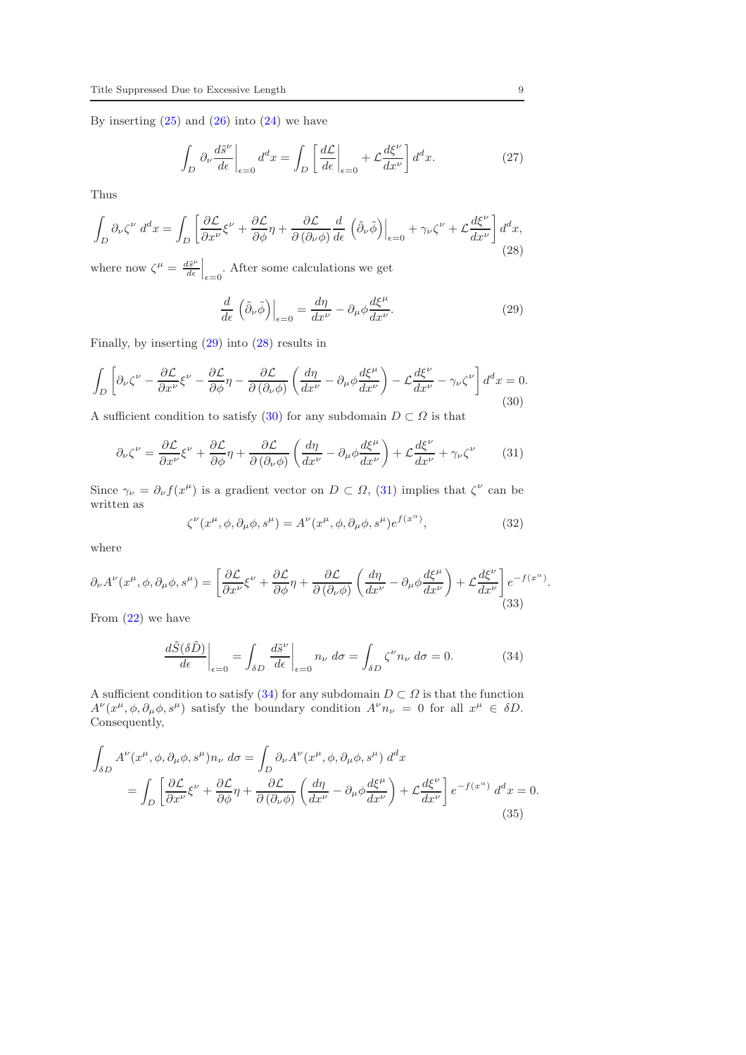By inserting (25) and (26) into (24) we have

$$\int_D \partial_\nu \frac{d\tilde{s}^\nu}{d\epsilon}\bigg|_{\epsilon=0} d^d x = \int_D \left[ \frac{d\mathcal{L}}{d\epsilon}\bigg|_{\epsilon=0} + \mathcal{L}\frac{d\xi^\nu}{dx^\nu} \right] d^d x. \tag{27}$$

Thus

$$\int_D \partial_\nu \zeta^\nu \; d^d x = \int_D \left[ \frac{\partial \mathcal{L}}{\partial x^\nu}\xi^\nu + \frac{\partial \mathcal{L}}{\partial \phi}\eta + \frac{\partial \mathcal{L}}{\partial (\partial_\nu \phi)} \frac{d}{d\epsilon}\left(\tilde{\partial}_\nu \tilde{\phi}\right)\Big|_{\epsilon=0} + \gamma_\nu \zeta^\nu + \mathcal{L}\frac{d\xi^\nu}{dx^\nu} \right] d^d x, \tag{28}$$

where now $\zeta^\mu = \frac{d\tilde{s}^\mu}{d\epsilon}\Big|_{\epsilon=0}$. After some calculations we get

$$\frac{d}{d\epsilon}\left(\tilde{\partial}_\nu \tilde{\phi}\right)\Big|_{\epsilon=0} = \frac{d\eta}{dx^\nu} - \partial_\mu \phi \frac{d\xi^\mu}{dx^\nu}. \tag{29}$$

Finally, by inserting (29) into (28) results in

$$\int_D \left[ \partial_\nu \zeta^\nu - \frac{\partial \mathcal{L}}{\partial x^\nu}\xi^\nu - \frac{\partial \mathcal{L}}{\partial \phi}\eta - \frac{\partial \mathcal{L}}{\partial (\partial_\nu \phi)} \left( \frac{d\eta}{dx^\nu} - \partial_\mu \phi \frac{d\xi^\mu}{dx^\nu} \right) - \mathcal{L}\frac{d\xi^\nu}{dx^\nu} - \gamma_\nu \zeta^\nu \right] d^d x = 0. \tag{30}$$

A sufficient condition to satisfy (30) for any subdomain $D \subset \Omega$ is that

$$\partial_\nu \zeta^\nu = \frac{\partial \mathcal{L}}{\partial x^\nu}\xi^\nu + \frac{\partial \mathcal{L}}{\partial \phi}\eta + \frac{\partial \mathcal{L}}{\partial (\partial_\nu \phi)} \left( \frac{d\eta}{dx^\nu} - \partial_\mu \phi \frac{d\xi^\mu}{dx^\nu} \right) + \mathcal{L}\frac{d\xi^\nu}{dx^\nu} + \gamma_\nu \zeta^\nu \tag{31}$$

Since $\gamma_\nu = \partial_\nu f(x^\mu)$ is a gradient vector on $D \subset \Omega$, (31) implies that $\zeta^\nu$ can be written as

$$\zeta^\nu(x^\mu, \phi, \partial_\mu \phi, s^\mu) = A^\nu(x^\mu, \phi, \partial_\mu \phi, s^\mu) e^{f(x^\alpha)}, \tag{32}$$

where

$$\partial_\nu A^\nu(x^\mu, \phi, \partial_\mu \phi, s^\mu) = \left[ \frac{\partial \mathcal{L}}{\partial x^\nu}\xi^\nu + \frac{\partial \mathcal{L}}{\partial \phi}\eta + \frac{\partial \mathcal{L}}{\partial (\partial_\nu \phi)} \left( \frac{d\eta}{dx^\nu} - \partial_\mu \phi \frac{d\xi^\mu}{dx^\nu} \right) + \mathcal{L}\frac{d\xi^\nu}{dx^\nu} \right] e^{-f(x^\alpha)}. \tag{33}$$

From (22) we have

$$\frac{d\tilde{S}(\delta \tilde{D})}{d\epsilon}\bigg|_{\epsilon=0} = \int_{\delta D} \frac{d\tilde{s}^\nu}{d\epsilon}\bigg|_{\epsilon=0} n_\nu \; d\sigma = \int_{\delta D} \zeta^\nu n_\nu \; d\sigma = 0. \tag{34}$$

A sufficient condition to satisfy (34) for any subdomain $D \subset \Omega$ is that the function $A^\nu(x^\mu, \phi, \partial_\mu \phi, s^\mu)$ satisfy the boundary condition $A^\nu n_\nu = 0$ for all $x^\mu \in \delta D$. Consequently,

$$\begin{aligned}
\int_{\delta D} A^\nu(x^\mu, \phi, \partial_\mu \phi, s^\mu) n_\nu \; d\sigma &= \int_D \partial_\nu A^\nu(x^\mu, \phi, \partial_\mu \phi, s^\mu) \; d^d x \\
&= \int_D \left[ \frac{\partial \mathcal{L}}{\partial x^\nu}\xi^\nu + \frac{\partial \mathcal{L}}{\partial \phi}\eta + \frac{\partial \mathcal{L}}{\partial (\partial_\nu \phi)} \left( \frac{d\eta}{dx^\nu} - \partial_\mu \phi \frac{d\xi^\mu}{dx^\nu} \right) + \mathcal{L}\frac{d\xi^\nu}{dx^\nu} \right] e^{-f(x^\alpha)} \; d^d x = 0.
\end{aligned} \tag{35}$$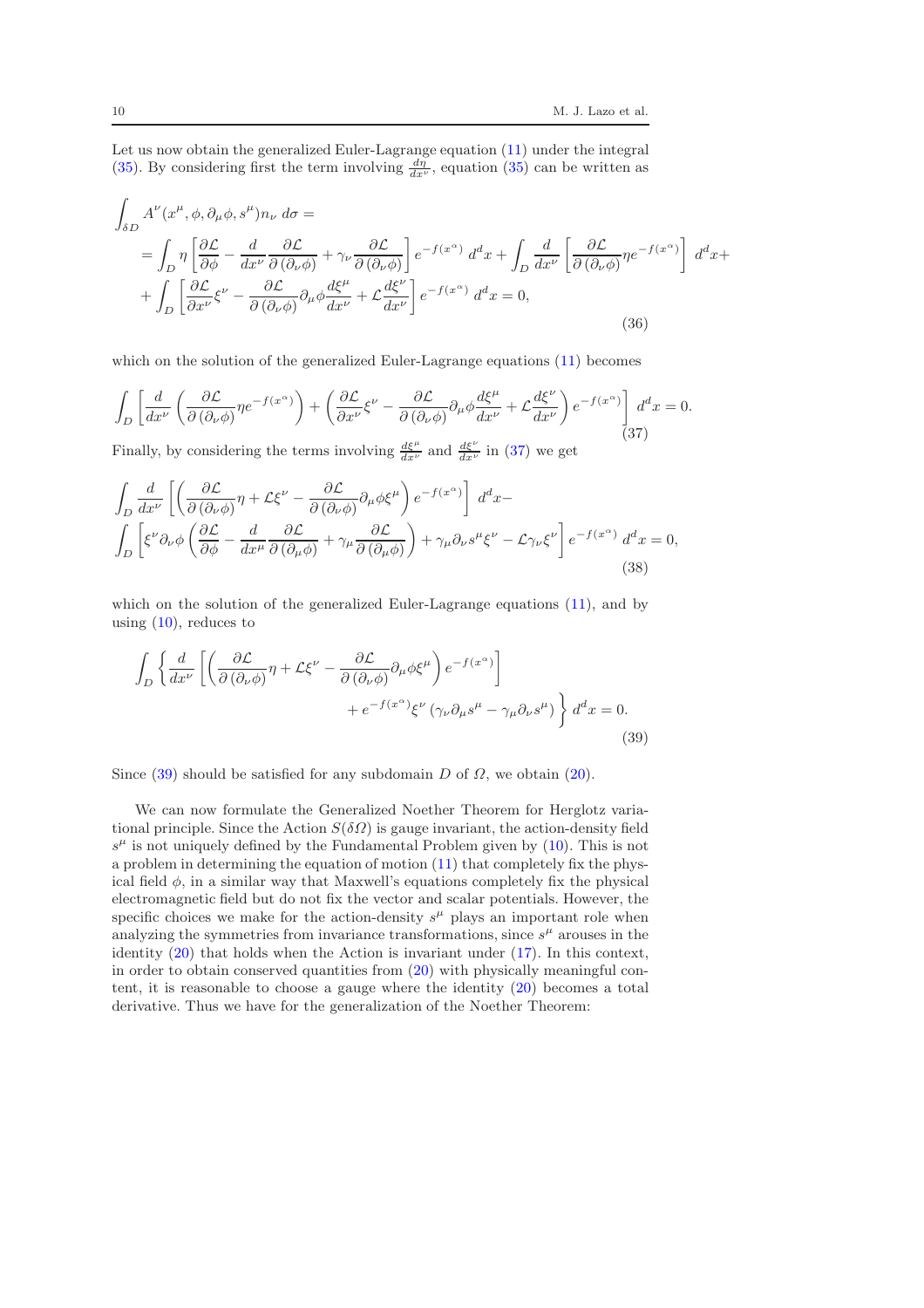Let us now obtain the generalized Euler-Lagrange equation (11) under the integral (35). By considering first the term involving $\frac{d\eta}{dx^\nu}$, equation (35) can be written as

$$
\begin{aligned}
\int_{\delta D} & A^\nu(x^\mu,\phi,\partial_\mu\phi,s^\mu)n_\nu \, d\sigma = \\
&= \int_D \eta \left[\frac{\partial \mathcal{L}}{\partial \phi} - \frac{d}{dx^\nu}\frac{\partial \mathcal{L}}{\partial(\partial_\nu\phi)} + \gamma_\nu \frac{\partial \mathcal{L}}{\partial(\partial_\nu\phi)}\right] e^{-f(x^\alpha)}\, d^dx + \int_D \frac{d}{dx^\nu}\left[\frac{\partial \mathcal{L}}{\partial(\partial_\nu\phi)}\eta e^{-f(x^\alpha)}\right] d^dx + \\
&+ \int_D \left[\frac{\partial \mathcal{L}}{\partial x^\nu}\xi^\nu - \frac{\partial \mathcal{L}}{\partial(\partial_\nu\phi)}\partial_\mu\phi\frac{d\xi^\mu}{dx^\nu} + \mathcal{L}\frac{d\xi^\nu}{dx^\nu}\right] e^{-f(x^\alpha)}\, d^dx = 0,
\end{aligned}
\tag{36}
$$

which on the solution of the generalized Euler-Lagrange equations (11) becomes

$$
\int_D \left[\frac{d}{dx^\nu}\left(\frac{\partial \mathcal{L}}{\partial(\partial_\nu\phi)}\eta e^{-f(x^\alpha)}\right) + \left(\frac{\partial \mathcal{L}}{\partial x^\nu}\xi^\nu - \frac{\partial \mathcal{L}}{\partial(\partial_\nu\phi)}\partial_\mu\phi\frac{d\xi^\mu}{dx^\nu} + \mathcal{L}\frac{d\xi^\nu}{dx^\nu}\right) e^{-f(x^\alpha)}\right] d^dx = 0.
\tag{37}
$$

Finally, by considering the terms involving $\frac{d\xi^\mu}{dx^\nu}$ and $\frac{d\xi^\nu}{dx^\nu}$ in (37) we get

$$
\begin{aligned}
&\int_D \frac{d}{dx^\nu}\left[\left(\frac{\partial \mathcal{L}}{\partial(\partial_\nu\phi)}\eta + \mathcal{L}\xi^\nu - \frac{\partial \mathcal{L}}{\partial(\partial_\nu\phi)}\partial_\mu\phi\xi^\mu\right) e^{-f(x^\alpha)}\right] d^dx - \\
&\int_D \left[\xi^\nu\partial_\nu\phi\left(\frac{\partial \mathcal{L}}{\partial \phi} - \frac{d}{dx^\mu}\frac{\partial \mathcal{L}}{\partial(\partial_\mu\phi)} + \gamma_\mu\frac{\partial \mathcal{L}}{\partial(\partial_\mu\phi)}\right) + \gamma_\mu\partial_\nu s^\mu\xi^\nu - \mathcal{L}\gamma_\nu\xi^\nu\right] e^{-f(x^\alpha)}\, d^dx = 0,
\end{aligned}
\tag{38}
$$

which on the solution of the generalized Euler-Lagrange equations (11), and by using (10), reduces to

$$
\begin{aligned}
\int_D \Bigg\{ \frac{d}{dx^\nu}&\left[\left(\frac{\partial \mathcal{L}}{\partial(\partial_\nu\phi)}\eta + \mathcal{L}\xi^\nu - \frac{\partial \mathcal{L}}{\partial(\partial_\nu\phi)}\partial_\mu\phi\xi^\mu\right) e^{-f(x^\alpha)}\right] \\
&+ e^{-f(x^\alpha)}\xi^\nu\left(\gamma_\nu\partial_\mu s^\mu - \gamma_\mu\partial_\nu s^\mu\right)\Bigg\} d^dx = 0.
\end{aligned}
\tag{39}
$$

Since (39) should be satisfied for any subdomain $D$ of $\Omega$, we obtain (20).

We can now formulate the Generalized Noether Theorem for Herglotz variational principle. Since the Action $S(\delta\Omega)$ is gauge invariant, the action-density field $s^\mu$ is not uniquely defined by the Fundamental Problem given by (10). This is not a problem in determining the equation of motion (11) that completely fix the physical field $\phi$, in a similar way that Maxwell's equations completely fix the physical electromagnetic field but do not fix the vector and scalar potentials. However, the specific choices we make for the action-density $s^\mu$ plays an important role when analyzing the symmetries from invariance transformations, since $s^\mu$ arouses in the identity (20) that holds when the Action is invariant under (17). In this context, in order to obtain conserved quantities from (20) with physically meaningful content, it is reasonable to choose a gauge where the identity (20) becomes a total derivative. Thus we have for the generalization of the Noether Theorem: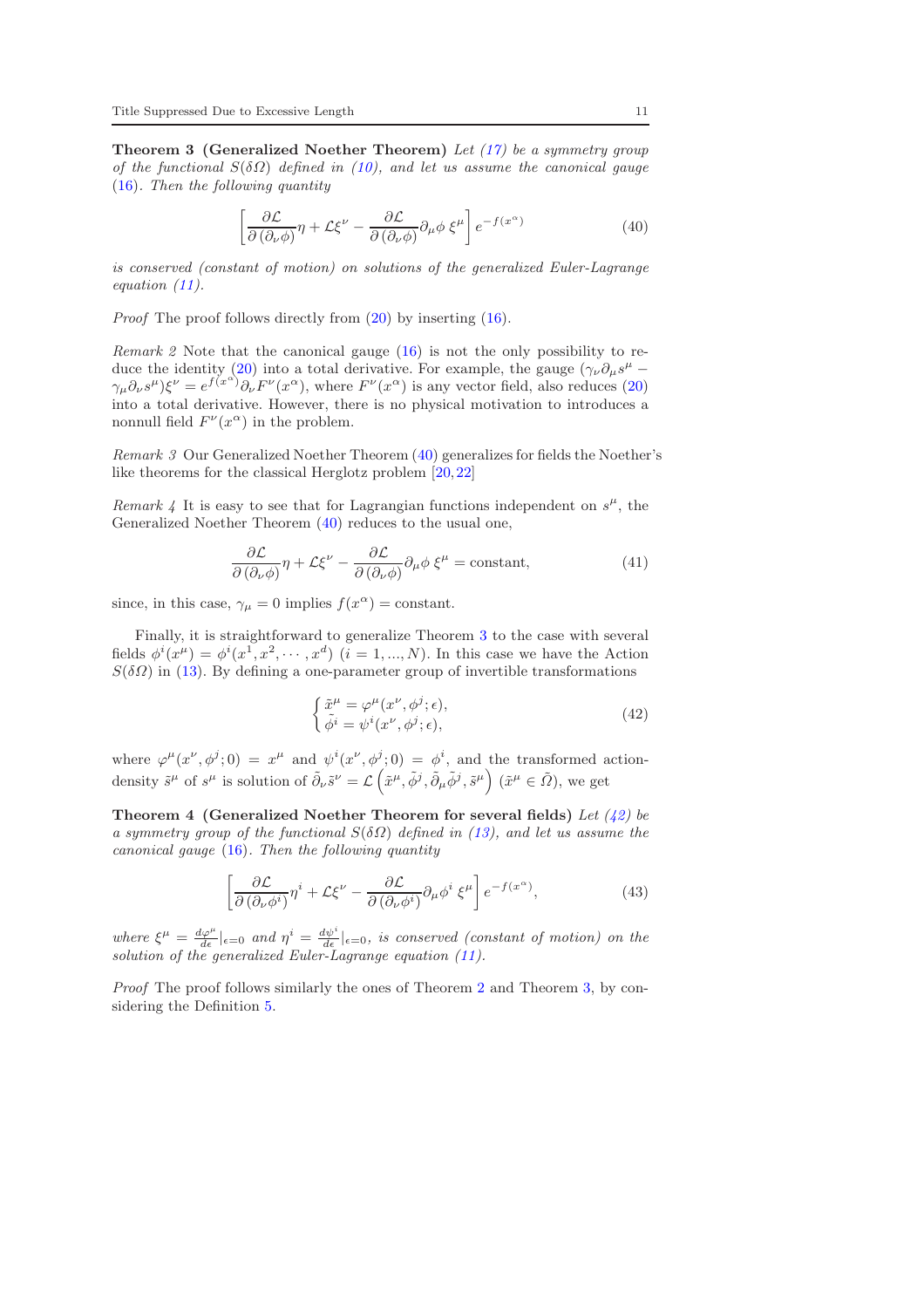**Theorem 3 (Generalized Noether Theorem)** *Let (17) be a symmetry group of the functional $S(\delta\Omega)$ defined in (10), and let us assume the canonical gauge* (16). *Then the following quantity*

$$\left[\frac{\partial \mathcal{L}}{\partial\left(\partial_\nu \phi\right)}\eta + \mathcal{L}\xi^\nu - \frac{\partial \mathcal{L}}{\partial\left(\partial_\nu \phi\right)}\partial_\mu \phi\, \xi^\mu\right] e^{-f(x^\alpha)} \tag{40}$$

*is conserved (constant of motion) on solutions of the generalized Euler-Lagrange equation (11).*

*Proof* The proof follows directly from (20) by inserting (16).

*Remark 2* Note that the canonical gauge (16) is not the only possibility to reduce the identity (20) into a total derivative. For example, the gauge $(\gamma_\nu \partial_\mu s^\mu - \gamma_\mu \partial_\nu s^\mu)\xi^\nu = e^{f(x^\alpha)}\partial_\nu F^\nu(x^\alpha)$, where $F^\nu(x^\alpha)$ is any vector field, also reduces (20) into a total derivative. However, there is no physical motivation to introduces a nonnull field $F^\nu(x^\alpha)$ in the problem.

*Remark 3* Our Generalized Noether Theorem (40) generalizes for fields the Noether's like theorems for the classical Herglotz problem [20,22]

*Remark 4* It is easy to see that for Lagrangian functions independent on $s^\mu$, the Generalized Noether Theorem (40) reduces to the usual one,

$$\frac{\partial \mathcal{L}}{\partial\left(\partial_\nu \phi\right)}\eta + \mathcal{L}\xi^\nu - \frac{\partial \mathcal{L}}{\partial\left(\partial_\nu \phi\right)}\partial_\mu \phi\, \xi^\mu = \text{constant}, \tag{41}$$

since, in this case, $\gamma_\mu = 0$ implies $f(x^\alpha) = \text{constant}$.

Finally, it is straightforward to generalize Theorem 3 to the case with several fields $\phi^i(x^\mu) = \phi^i(x^1, x^2, \cdots, x^d)$ $(i = 1, ..., N)$. In this case we have the Action $S(\delta\Omega)$ in (13). By defining a one-parameter group of invertible transformations

$$\begin{cases} \tilde{x}^\mu = \varphi^\mu(x^\nu, \phi^j; \epsilon), \\ \tilde{\phi}^i = \psi^i(x^\nu, \phi^j; \epsilon), \end{cases} \tag{42}$$

where $\varphi^\mu(x^\nu, \phi^j; 0) = x^\mu$ and $\psi^i(x^\nu, \phi^j; 0) = \phi^i$, and the transformed action-density $\tilde{s}^\mu$ of $s^\mu$ is solution of $\tilde{\partial}_\nu \tilde{s}^\nu = \mathcal{L}\left(\tilde{x}^\mu, \tilde{\phi}^j, \tilde{\partial}_\mu \tilde{\phi}^j, \tilde{s}^\mu\right)$ $(\tilde{x}^\mu \in \tilde{\Omega})$, we get

**Theorem 4 (Generalized Noether Theorem for several fields)** *Let (42) be a symmetry group of the functional $S(\delta\Omega)$ defined in (13), and let us assume the canonical gauge* (16). *Then the following quantity*

$$\left[\frac{\partial \mathcal{L}}{\partial\left(\partial_\nu \phi^i\right)}\eta^i + \mathcal{L}\xi^\nu - \frac{\partial \mathcal{L}}{\partial\left(\partial_\nu \phi^i\right)}\partial_\mu \phi^i\, \xi^\mu\right] e^{-f(x^\alpha)}, \tag{43}$$

*where $\xi^\mu = \frac{d\varphi^\mu}{d\epsilon}|_{\epsilon=0}$ and $\eta^i = \frac{d\psi^i}{d\epsilon}|_{\epsilon=0}$, is conserved (constant of motion) on the solution of the generalized Euler-Lagrange equation (11).*

*Proof* The proof follows similarly the ones of Theorem 2 and Theorem 3, by considering the Definition 5.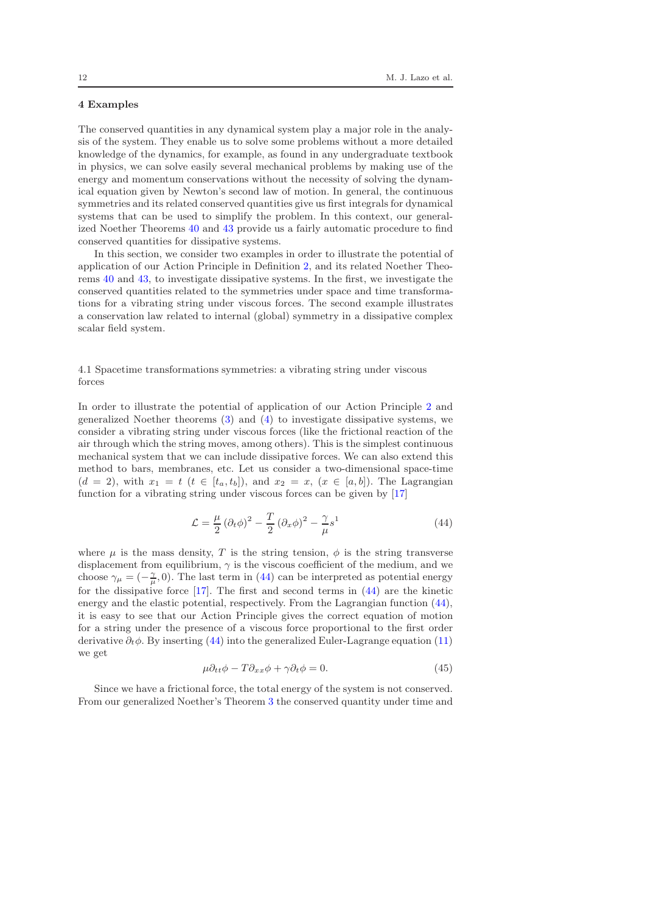## 4 Examples

The conserved quantities in any dynamical system play a major role in the analysis of the system. They enable us to solve some problems without a more detailed knowledge of the dynamics, for example, as found in any undergraduate textbook in physics, we can solve easily several mechanical problems by making use of the energy and momentum conservations without the necessity of solving the dynamical equation given by Newton's second law of motion. In general, the continuous symmetries and its related conserved quantities give us first integrals for dynamical systems that can be used to simplify the problem. In this context, our generalized Noether Theorems 40 and 43 provide us a fairly automatic procedure to find conserved quantities for dissipative systems.

In this section, we consider two examples in order to illustrate the potential of application of our Action Principle in Definition 2, and its related Noether Theorems 40 and 43, to investigate dissipative systems. In the first, we investigate the conserved quantities related to the symmetries under space and time transformations for a vibrating string under viscous forces. The second example illustrates a conservation law related to internal (global) symmetry in a dissipative complex scalar field system.

### 4.1 Spacetime transformations symmetries: a vibrating string under viscous forces

In order to illustrate the potential of application of our Action Principle 2 and generalized Noether theorems (3) and (4) to investigate dissipative systems, we consider a vibrating string under viscous forces (like the frictional reaction of the air through which the string moves, among others). This is the simplest continuous mechanical system that we can include dissipative forces. We can also extend this method to bars, membranes, etc. Let us consider a two-dimensional space-time ($d = 2$), with $x_1 = t$ ($t \in [t_a, t_b]$), and $x_2 = x$, ($x \in [a, b]$). The Lagrangian function for a vibrating string under viscous forces can be given by [17]

$$\mathcal{L} = \frac{\mu}{2}\left(\partial_t \phi\right)^2 - \frac{T}{2}\left(\partial_x \phi\right)^2 - \frac{\gamma}{\mu} s^1 \tag{44}$$

where $\mu$ is the mass density, $T$ is the string tension, $\phi$ is the string transverse displacement from equilibrium, $\gamma$ is the viscous coefficient of the medium, and we choose $\gamma_\mu = (-\frac{\gamma}{\mu}, 0)$. The last term in (44) can be interpreted as potential energy for the dissipative force [17]. The first and second terms in (44) are the kinetic energy and the elastic potential, respectively. From the Lagrangian function (44), it is easy to see that our Action Principle gives the correct equation of motion for a string under the presence of a viscous force proportional to the first order derivative $\partial_t \phi$. By inserting (44) into the generalized Euler-Lagrange equation (11) we get

$$\mu \partial_{tt}\phi - T\partial_{xx}\phi + \gamma \partial_t \phi = 0. \tag{45}$$

Since we have a frictional force, the total energy of the system is not conserved. From our generalized Noether's Theorem 3 the conserved quantity under time and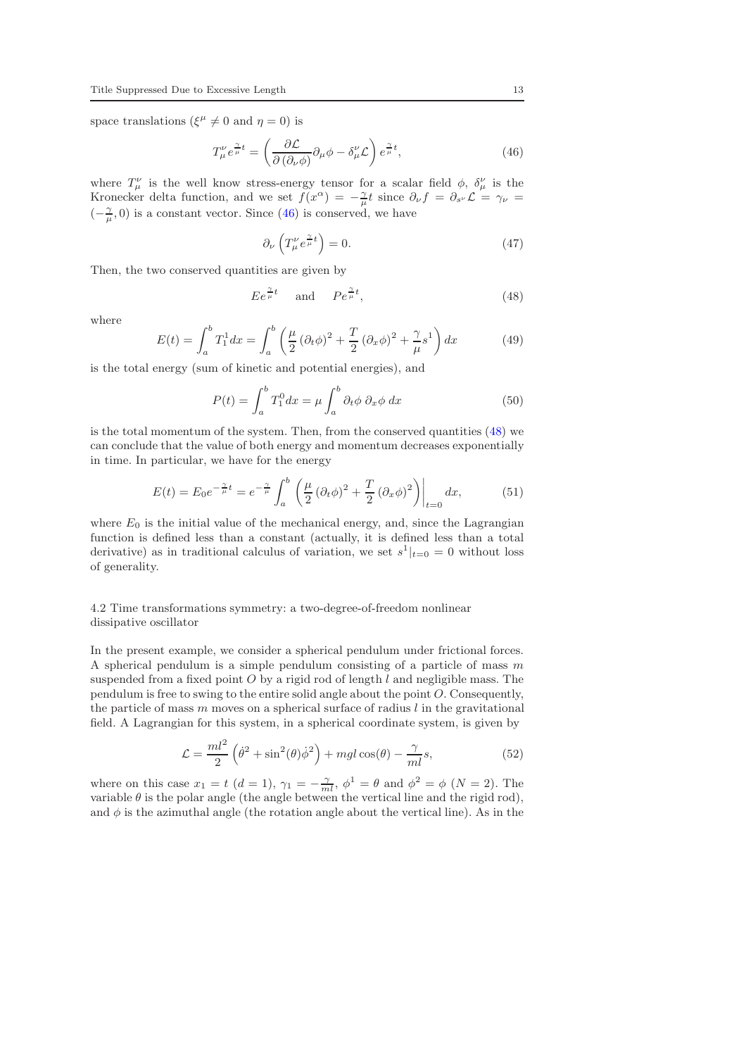space translations ($\xi^\mu \neq 0$ and $\eta = 0$) is

$$T^\nu_\mu e^{\frac{\gamma}{\mu}t} = \left( \frac{\partial \mathcal{L}}{\partial \left(\partial_\nu \phi\right)} \partial_\mu \phi - \delta^\nu_\mu \mathcal{L} \right) e^{\frac{\gamma}{\mu}t}, \tag{46}$$

where $T^\nu_\mu$ is the well know stress-energy tensor for a scalar field $\phi$, $\delta^\nu_\mu$ is the Kronecker delta function, and we set $f(x^\alpha) = -\frac{\gamma}{\mu}t$ since $\partial_\nu f = \partial_{s^\nu} \mathcal{L} = \gamma_\nu = (-\frac{\gamma}{\mu}, 0)$ is a constant vector. Since (46) is conserved, we have

$$\partial_\nu \left( T^\nu_\mu e^{\frac{\gamma}{\mu}t} \right) = 0. \tag{47}$$

Then, the two conserved quantities are given by

$$E e^{\frac{\gamma}{\mu}t} \quad \text{and} \quad P e^{\frac{\gamma}{\mu}t}, \tag{48}$$

where

$$E(t) = \int_a^b T^1_1 dx = \int_a^b \left( \frac{\mu}{2} \left(\partial_t \phi\right)^2 + \frac{T}{2} \left(\partial_x \phi\right)^2 + \frac{\gamma}{\mu} s^1 \right) dx \tag{49}$$

is the total energy (sum of kinetic and potential energies), and

$$P(t) = \int_a^b T^0_1 dx = \mu \int_a^b \partial_t \phi \; \partial_x \phi \; dx \tag{50}$$

is the total momentum of the system. Then, from the conserved quantities (48) we can conclude that the value of both energy and momentum decreases exponentially in time. In particular, we have for the energy

$$E(t) = E_0 e^{-\frac{\gamma}{\mu}t} = e^{-\frac{\gamma}{\mu}} \int_a^b \left. \left( \frac{\mu}{2} \left(\partial_t \phi\right)^2 + \frac{T}{2} \left(\partial_x \phi\right)^2 \right) \right|_{t=0} dx, \tag{51}$$

where $E_0$ is the initial value of the mechanical energy, and, since the Lagrangian function is defined less than a constant (actually, it is defined less than a total derivative) as in traditional calculus of variation, we set $s^1|_{t=0} = 0$ without loss of generality.

### 4.2 Time transformations symmetry: a two-degree-of-freedom nonlinear dissipative oscillator

In the present example, we consider a spherical pendulum under frictional forces. A spherical pendulum is a simple pendulum consisting of a particle of mass $m$ suspended from a fixed point $O$ by a rigid rod of length $l$ and negligible mass. The pendulum is free to swing to the entire solid angle about the point $O$. Consequently, the particle of mass $m$ moves on a spherical surface of radius $l$ in the gravitational field. A Lagrangian for this system, in a spherical coordinate system, is given by

$$\mathcal{L} = \frac{ml^2}{2} \left( \dot{\theta}^2 + \sin^2(\theta) \dot{\phi}^2 \right) + mgl \cos(\theta) - \frac{\gamma}{ml} s, \tag{52}$$

where on this case $x_1 = t$ ($d = 1$), $\gamma_1 = -\frac{\gamma}{ml}$, $\phi^1 = \theta$ and $\phi^2 = \phi$ ($N = 2$). The variable $\theta$ is the polar angle (the angle between the vertical line and the rigid rod), and $\phi$ is the azimuthal angle (the rotation angle about the vertical line). As in the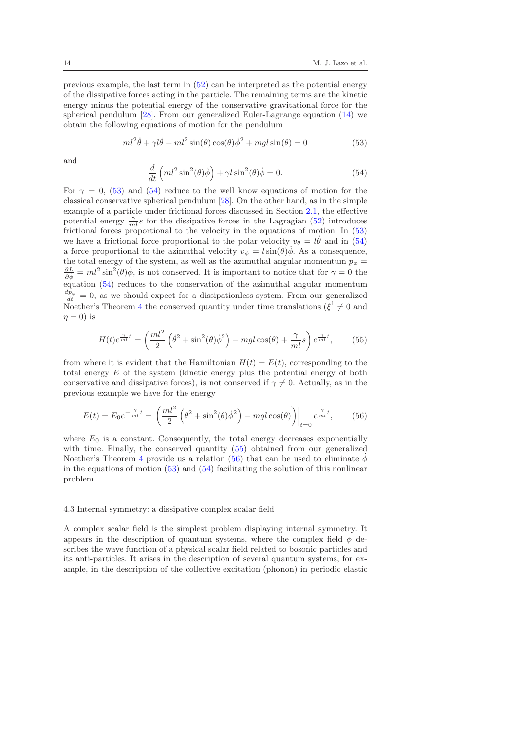previous example, the last term in (52) can be interpreted as the potential energy of the dissipative forces acting in the particle. The remaining terms are the kinetic energy minus the potential energy of the conservative gravitational force for the spherical pendulum [28]. From our generalized Euler-Lagrange equation (14) we obtain the following equations of motion for the pendulum

$$ml^2\ddot{\theta} + \gamma l\dot{\theta} - ml^2 \sin(\theta)\cos(\theta)\dot{\phi}^2 + mgl\sin(\theta) = 0 \tag{53}$$

and

$$\frac{d}{dt}\left(ml^2\sin^2(\theta)\dot{\phi}\right) + \gamma l \sin^2(\theta)\dot{\phi} = 0. \tag{54}$$

For $\gamma = 0$, (53) and (54) reduce to the well know equations of motion for the classical conservative spherical pendulum [28]. On the other hand, as in the simple example of a particle under frictional forces discussed in Section 2.1, the effective potential energy $\frac{\gamma}{ml}s$ for the dissipative forces in the Lagragian (52) introduces frictional forces proportional to the velocity in the equations of motion. In (53) we have a frictional force proportional to the polar velocity $v_\theta = l\dot{\theta}$ and in (54) a force proportional to the azimuthal velocity $v_\phi = l\sin(\theta)\dot{\phi}$. As a consequence, the total energy of the system, as well as the azimuthal angular momentum $p_\phi = \frac{\partial L}{\partial \dot{\phi}} = ml^2\sin^2(\theta)\dot{\phi}$, is not conserved. It is important to notice that for $\gamma = 0$ the equation (54) reduces to the conservation of the azimuthal angular momentum $\frac{dp_\phi}{dt} = 0$, as we should expect for a dissipationless system. From our generalized Noether's Theorem 4 the conserved quantity under time translations ($\xi^1 \neq 0$ and $\eta = 0$) is

$$H(t)e^{\frac{\gamma}{ml}t} = \left(\frac{ml^2}{2}\left(\dot{\theta}^2 + \sin^2(\theta)\dot{\phi}^2\right) - mgl\cos(\theta) + \frac{\gamma}{ml}s\right)e^{\frac{\gamma}{ml}t}, \tag{55}$$

from where it is evident that the Hamiltonian $H(t) = E(t)$, corresponding to the total energy $E$ of the system (kinetic energy plus the potential energy of both conservative and dissipative forces), is not conserved if $\gamma \neq 0$. Actually, as in the previous example we have for the energy

$$E(t) = E_0 e^{-\frac{\gamma}{ml}t} = \left(\frac{ml^2}{2}\left(\dot{\theta}^2 + \sin^2(\theta)\dot{\phi}^2\right) - mgl\cos(\theta)\right)\bigg|_{t=0} e^{\frac{\gamma}{ml}t}, \tag{56}$$

where $E_0$ is a constant. Consequently, the total energy decreases exponentially with time. Finally, the conserved quantity (55) obtained from our generalized Noether's Theorem 4 provide us a relation (56) that can be used to eliminate $\dot{\phi}$ in the equations of motion (53) and (54) facilitating the solution of this nonlinear problem.

### 4.3 Internal symmetry: a dissipative complex scalar field

A complex scalar field is the simplest problem displaying internal symmetry. It appears in the description of quantum systems, where the complex field $\phi$ describes the wave function of a physical scalar field related to bosonic particles and its anti-particles. It arises in the description of several quantum systems, for example, in the description of the collective excitation (phonon) in periodic elastic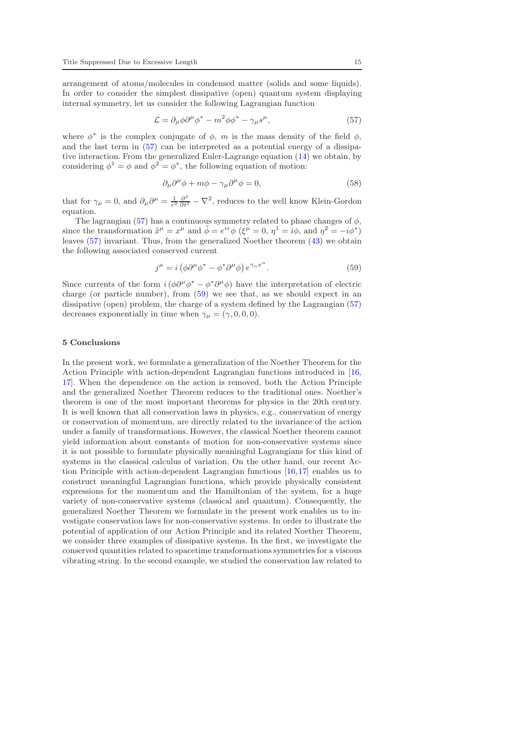arrangement of atoms/molecules in condensed matter (solids and some liquids). In order to consider the simplest dissipative (open) quantum system displaying internal symmetry, let us consider the following Lagrangian function

$$\mathcal{L} = \partial_\mu \phi \partial^\mu \phi^* - m^2 \phi \phi^* - \gamma_\mu s^\mu, \tag{57}$$

where $\phi^*$ is the complex conjugate of $\phi$, $m$ is the mass density of the field $\phi$, and the last term in (57) can be interpreted as a potential energy of a dissipative interaction. From the generalized Euler-Lagrange equation (14) we obtain, by considering $\phi^1 = \phi$ and $\phi^2 = \phi^*$, the following equation of motion:

$$\partial_\mu \partial^\mu \phi + m\phi - \gamma_\mu \partial^\mu \phi = 0, \tag{58}$$

that for $\gamma_\mu = 0$, and $\partial_\mu \partial^\mu = \frac{1}{c^2}\frac{\partial^2}{\partial t^2} - \nabla^2$, reduces to the well know Klein-Gordon equation.

The lagrangian (57) has a continuous symmetry related to phase changes of $\phi$, since the transformation $\bar{x}^\mu = x^\mu$ and $\bar{\phi} = e^{i\varepsilon}\phi$ ($\xi^\mu = 0$, $\eta^1 = i\phi$, and $\eta^2 = -i\phi^*$) leaves (57) invariant. Thus, from the generalized Noether theorem (43) we obtain the following associated conserved current

$$j^\mu = i\left(\phi \partial^\mu \phi^* - \phi^* \partial^\mu \phi\right) e^{\gamma_\alpha x^\alpha}. \tag{59}$$

Since currents of the form $i\left(\phi \partial^\mu \phi^* - \phi^* \partial^\mu \phi\right)$ have the interpretation of electric charge (or particle number), from (59) we see that, as we should expect in an dissipative (open) problem, the charge of a system defined by the Lagrangian (57) decreases exponentially in time when $\gamma_\mu = (\gamma, 0, 0, 0)$.

## 5 Conclusions

In the present work, we formulate a generalization of the Noether Theorem for the Action Principle with action-dependent Lagrangian functions introduced in [16, 17]. When the dependence on the action is removed, both the Action Principle and the generalized Noether Theorem reduces to the traditional ones. Noether's theorem is one of the most important theorems for physics in the 20th century. It is well known that all conservation laws in physics, e.g., conservation of energy or conservation of momentum, are directly related to the invariance of the action under a family of transformations. However, the classical Noether theorem cannot yield information about constants of motion for non-conservative systems since it is not possible to formulate physically meaningful Lagrangians for this kind of systems in the classical calculus of variation. On the other hand, our recent Action Principle with action-dependent Lagrangian functions [16,17] enables us to construct meaningful Lagrangian functions, which provide physically consistent expressions for the momentum and the Hamiltonian of the system, for a huge variety of non-conservative systems (classical and quantum). Consequently, the generalized Noether Theorem we formulate in the present work enables us to investigate conservation laws for non-conservative systems. In order to illustrate the potential of application of our Action Principle and its related Noether Theorem, we consider three examples of dissipative systems. In the first, we investigate the conserved quantities related to spacetime transformations symmetries for a viscous vibrating string. In the second example, we studied the conservation law related to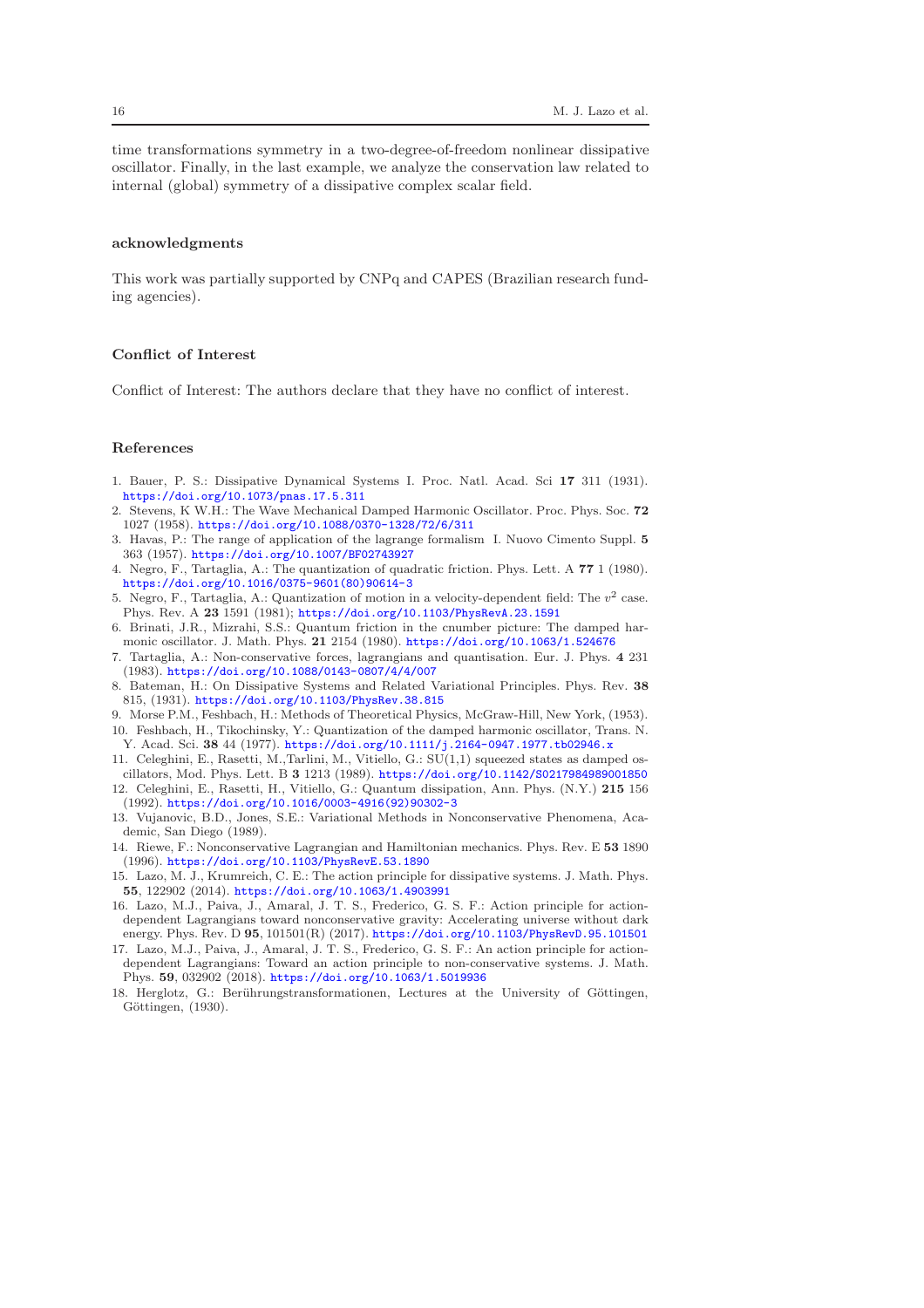time transformations symmetry in a two-degree-of-freedom nonlinear dissipative oscillator. Finally, in the last example, we analyze the conservation law related to internal (global) symmetry of a dissipative complex scalar field.

## acknowledgments

This work was partially supported by CNPq and CAPES (Brazilian research funding agencies).

## Conflict of Interest

Conflict of Interest: The authors declare that they have no conflict of interest.

## References

1. Bauer, P. S.: Dissipative Dynamical Systems I. Proc. Natl. Acad. Sci **17** 311 (1931). https://doi.org/10.1073/pnas.17.5.311
2. Stevens, K W.H.: The Wave Mechanical Damped Harmonic Oscillator. Proc. Phys. Soc. **72** 1027 (1958). https://doi.org/10.1088/0370-1328/72/6/311
3. Havas, P.: The range of application of the lagrange formalism I. Nuovo Cimento Suppl. **5** 363 (1957). https://doi.org/10.1007/BF02743927
4. Negro, F., Tartaglia, A.: The quantization of quadratic friction. Phys. Lett. A **77** 1 (1980). https://doi.org/10.1016/0375-9601(80)90614-3
5. Negro, F., Tartaglia, A.: Quantization of motion in a velocity-dependent field: The $v^2$ case. Phys. Rev. A **23** 1591 (1981); https://doi.org/10.1103/PhysRevA.23.1591
6. Brinati, J.R., Mizrahi, S.S.: Quantum friction in the cnumber picture: The damped harmonic oscillator. J. Math. Phys. **21** 2154 (1980). https://doi.org/10.1063/1.524676
7. Tartaglia, A.: Non-conservative forces, lagrangians and quantisation. Eur. J. Phys. **4** 231 (1983). https://doi.org/10.1088/0143-0807/4/4/007
8. Bateman, H.: On Dissipative Systems and Related Variational Principles. Phys. Rev. **38** 815, (1931). https://doi.org/10.1103/PhysRev.38.815
9. Morse P.M., Feshbach, H.: Methods of Theoretical Physics, McGraw-Hill, New York, (1953).
10. Feshbach, H., Tikochinsky, Y.: Quantization of the damped harmonic oscillator, Trans. N. Y. Acad. Sci. **38** 44 (1977). https://doi.org/10.1111/j.2164-0947.1977.tb02946.x
11. Celeghini, E., Rasetti, M.,Tarlini, M., Vitiello, G.: SU(1,1) squeezed states as damped oscillators, Mod. Phys. Lett. B **3** 1213 (1989). https://doi.org/10.1142/S0217984989001850
12. Celeghini, E., Rasetti, H., Vitiello, G.: Quantum dissipation, Ann. Phys. (N.Y.) **215** 156 (1992). https://doi.org/10.1016/0003-4916(92)90302-3
13. Vujanovic, B.D., Jones, S.E.: Variational Methods in Nonconservative Phenomena, Academic, San Diego (1989).
14. Riewe, F.: Nonconservative Lagrangian and Hamiltonian mechanics. Phys. Rev. E **53** 1890 (1996). https://doi.org/10.1103/PhysRevE.53.1890
15. Lazo, M. J., Krumreich, C. E.: The action principle for dissipative systems. J. Math. Phys. **55**, 122902 (2014). https://doi.org/10.1063/1.4903991
16. Lazo, M.J., Paiva, J., Amaral, J. T. S., Frederico, G. S. F.: Action principle for action-dependent Lagrangians toward nonconservative gravity: Accelerating universe without dark energy. Phys. Rev. D **95**, 101501(R) (2017). https://doi.org/10.1103/PhysRevD.95.101501
17. Lazo, M.J., Paiva, J., Amaral, J. T. S., Frederico, G. S. F.: An action principle for action-dependent Lagrangians: Toward an action principle to non-conservative systems. J. Math. Phys. **59**, 032902 (2018). https://doi.org/10.1063/1.5019936
18. Herglotz, G.: Berührungstransformationen, Lectures at the University of Göttingen, Göttingen, (1930).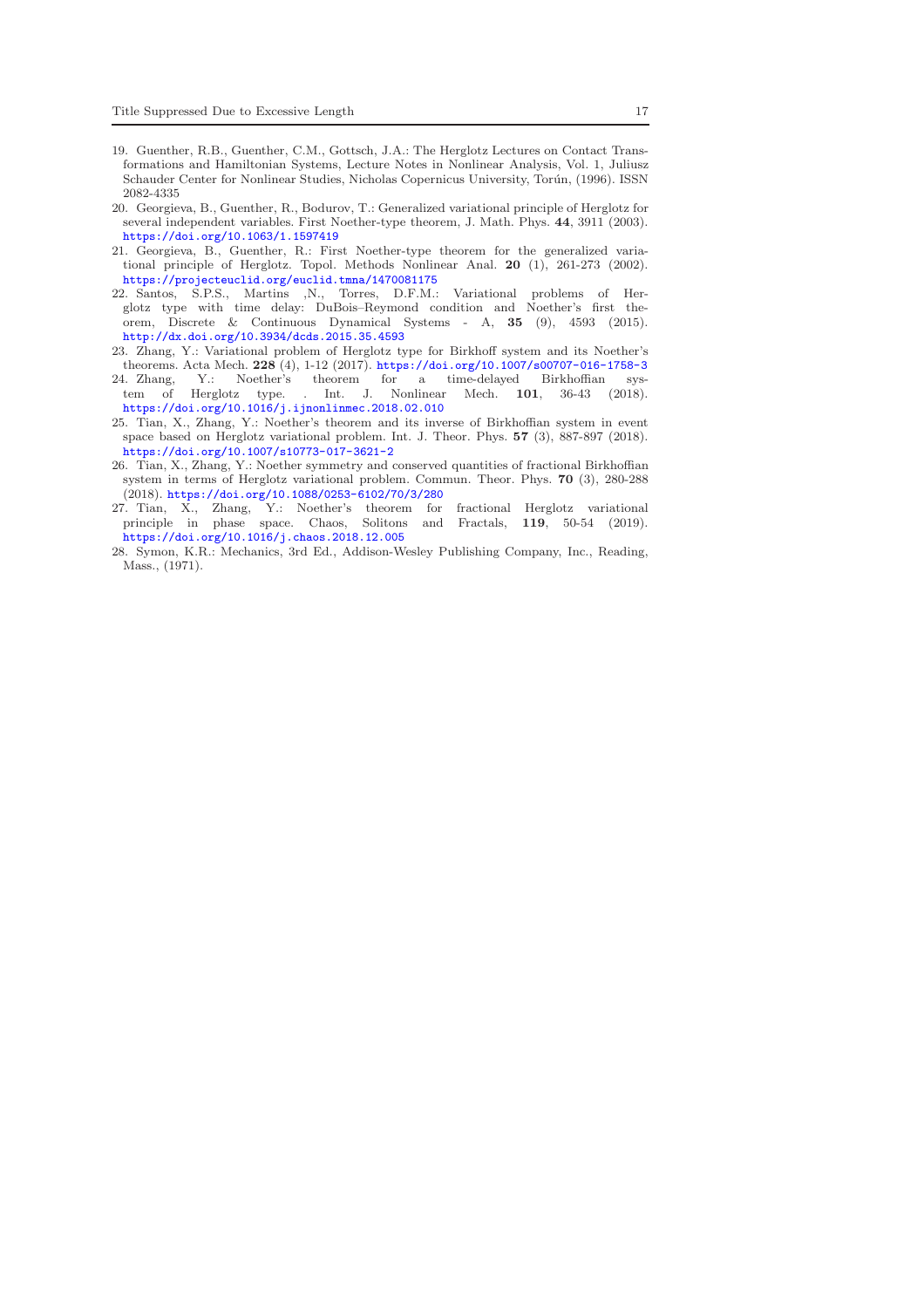19. Guenther, R.B., Guenther, C.M., Gottsch, J.A.: The Herglotz Lectures on Contact Transformations and Hamiltonian Systems, Lecture Notes in Nonlinear Analysis, Vol. 1, Juliusz Schauder Center for Nonlinear Studies, Nicholas Copernicus University, Torún, (1996). ISSN 2082-4335
20. Georgieva, B., Guenther, R., Bodurov, T.: Generalized variational principle of Herglotz for several independent variables. First Noether-type theorem, J. Math. Phys. **44**, 3911 (2003). https://doi.org/10.1063/1.1597419
21. Georgieva, B., Guenther, R.: First Noether-type theorem for the generalized variational principle of Herglotz. Topol. Methods Nonlinear Anal. **20** (1), 261-273 (2002). https://projecteuclid.org/euclid.tmna/1470081175
22. Santos, S.P.S., Martins ,N., Torres, D.F.M.: Variational problems of Herglotz type with time delay: DuBois–Reymond condition and Noether's first theorem, Discrete & Continuous Dynamical Systems - A, **35** (9), 4593 (2015). http://dx.doi.org/10.3934/dcds.2015.35.4593
23. Zhang, Y.: Variational problem of Herglotz type for Birkhoff system and its Noether's theorems. Acta Mech. **228** (4), 1-12 (2017). https://doi.org/10.1007/s00707-016-1758-3
24. Zhang, Y.: Noether's theorem for a time-delayed Birkhoffian system of Herglotz type. . Int. J. Nonlinear Mech. **101**, 36-43 (2018). https://doi.org/10.1016/j.ijnonlinmec.2018.02.010
25. Tian, X., Zhang, Y.: Noether's theorem and its inverse of Birkhoffian system in event space based on Herglotz variational problem. Int. J. Theor. Phys. **57** (3), 887-897 (2018). https://doi.org/10.1007/s10773-017-3621-2
26. Tian, X., Zhang, Y.: Noether symmetry and conserved quantities of fractional Birkhoffian system in terms of Herglotz variational problem. Commun. Theor. Phys. **70** (3), 280-288 (2018). https://doi.org/10.1088/0253-6102/70/3/280
27. Tian, X., Zhang, Y.: Noether's theorem for fractional Herglotz variational principle in phase space. Chaos, Solitons and Fractals, **119**, 50-54 (2019). https://doi.org/10.1016/j.chaos.2018.12.005
28. Symon, K.R.: Mechanics, 3rd Ed., Addison-Wesley Publishing Company, Inc., Reading, Mass., (1971).